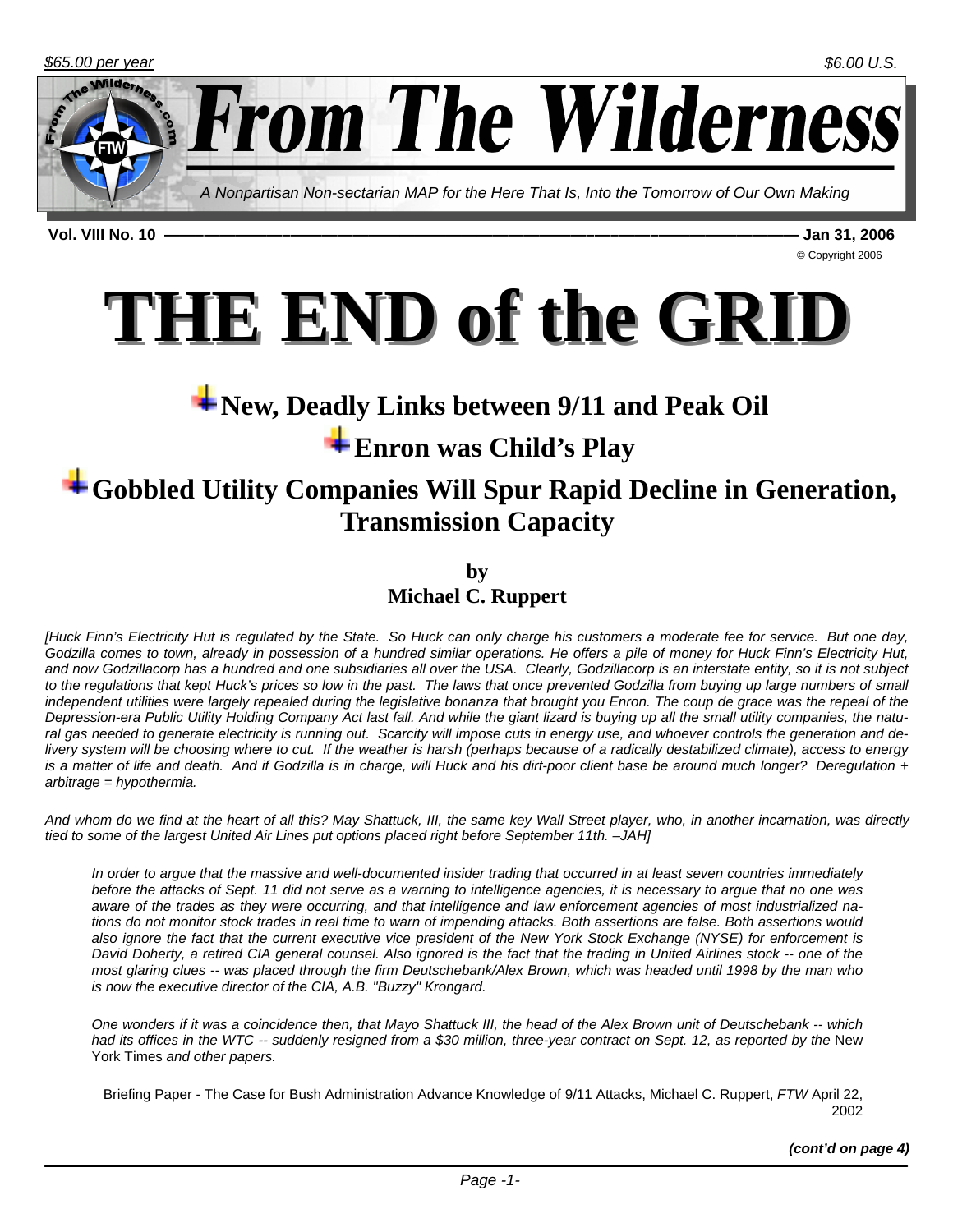$65.00 per year

$6.00 U.S.

# From The Wilderness

*A Nonpartisan Non-sectarian MAP for the Here That Is, Into the Tomorrow of Our Own Making*

**Vol. VIII No. 10 — Jan 31, 2006**

© Copyright 2006

# THE END of the GRID

## New, Deadly Links between 9/11 and Peak Oil

## Enron was Child's Play

## Gobbled Utility Companies Will Spur Rapid Decline in Generation, Transmission Capacity

**by**
**Michael C. Ruppert**

*[Huck Finn's Electricity Hut is regulated by the State. So Huck can only charge his customers a moderate fee for service. But one day, Godzilla comes to town, already in possession of a hundred similar operations. He offers a pile of money for Huck Finn's Electricity Hut, and now Godzillacorp has a hundred and one subsidiaries all over the USA. Clearly, Godzillacorp is an interstate entity, so it is not subject to the regulations that kept Huck's prices so low in the past. The laws that once prevented Godzilla from buying up large numbers of small independent utilities were largely repealed during the legislative bonanza that brought you Enron. The coup de grace was the repeal of the Depression-era Public Utility Holding Company Act last fall. And while the giant lizard is buying up all the small utility companies, the natural gas needed to generate electricity is running out. Scarcity will impose cuts in energy use, and whoever controls the generation and delivery system will be choosing where to cut. If the weather is harsh (perhaps because of a radically destabilized climate), access to energy is a matter of life and death. And if Godzilla is in charge, will Huck and his dirt-poor client base be around much longer? Deregulation + arbitrage = hypothermia.*

*And whom do we find at the heart of all this? May Shattuck, III, the same key Wall Street player, who, in another incarnation, was directly tied to some of the largest United Air Lines put options placed right before September 11th. –JAH]*

> *In order to argue that the massive and well-documented insider trading that occurred in at least seven countries immediately before the attacks of Sept. 11 did not serve as a warning to intelligence agencies, it is necessary to argue that no one was aware of the trades as they were occurring, and that intelligence and law enforcement agencies of most industrialized nations do not monitor stock trades in real time to warn of impending attacks. Both assertions are false. Both assertions would also ignore the fact that the current executive vice president of the New York Stock Exchange (NYSE) for enforcement is David Doherty, a retired CIA general counsel. Also ignored is the fact that the trading in United Airlines stock -- one of the most glaring clues -- was placed through the firm Deutschebank/Alex Brown, which was headed until 1998 by the man who is now the executive director of the CIA, A.B. "Buzzy" Krongard.*
>
> *One wonders if it was a coincidence then, that Mayo Shattuck III, the head of the Alex Brown unit of Deutschebank -- which had its offices in the WTC -- suddenly resigned from a $30 million, three-year contract on Sept. 12, as reported by the* New York Times *and other papers.*
>
> Briefing Paper - The Case for Bush Administration Advance Knowledge of 9/11 Attacks, Michael C. Ruppert, *FTW* April 22, 2002

***(cont'd on page 4)***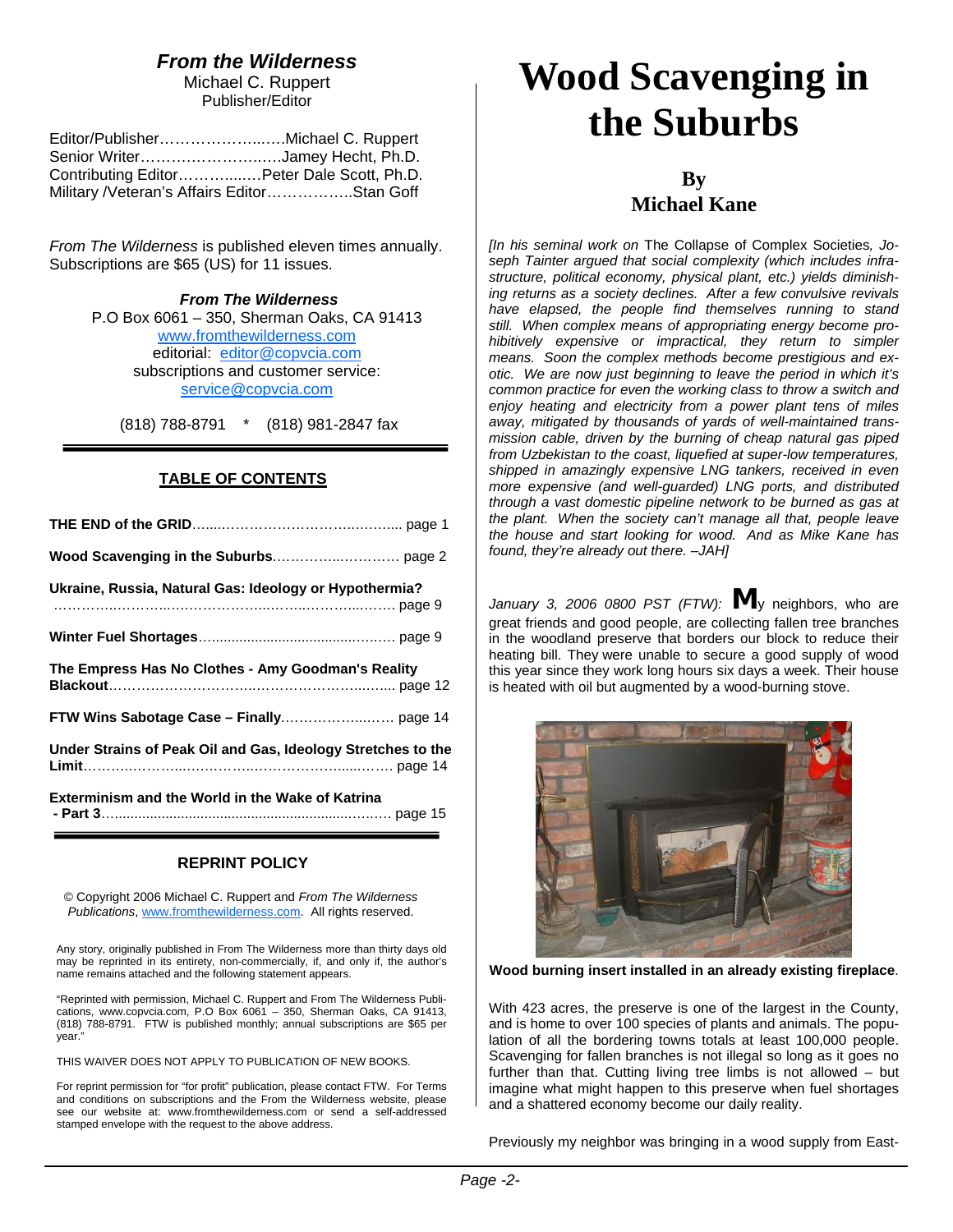## *From the Wilderness*

Michael C. Ruppert
Publisher/Editor

Editor/Publisher……………………..….Michael C. Ruppert
Senior Writer……………………..….Jamey Hecht, Ph.D.
Contributing Editor…………...….Peter Dale Scott, Ph.D.
Military /Veteran's Affairs Editor……………..Stan Goff

*From The Wilderness* is published eleven times annually. Subscriptions are $65 (US) for 11 issues.

***From The Wilderness***
P.O Box 6061 – 350, Sherman Oaks, CA 91413
www.fromthewilderness.com
editorial: editor@copvcia.com
subscriptions and customer service:
service@copvcia.com

(818) 788-8791 * (818) 981-2847 fax

### TABLE OF CONTENTS

**THE END of the GRID**……………………………………... page 1

**Wood Scavenging in the Suburbs**……………………… page 2

**Ukraine, Russia, Natural Gas: Ideology or Hypothermia?** ………………………………………………………… page 9

**Winter Fuel Shortages**…………………………………… page 9

**The Empress Has No Clothes - Amy Goodman's Reality Blackout**………………………………………………... page 12

**FTW Wins Sabotage Case – Finally**…………………… page 14

**Under Strains of Peak Oil and Gas, Ideology Stretches to the Limit**……………………………………………………… page 14

**Exterminism and the World in the Wake of Katrina - Part 3**……………………………………………………… page 15

### REPRINT POLICY

© Copyright 2006 Michael C. Ruppert and *From The Wilderness Publications*, www.fromthewilderness.com. All rights reserved.

Any story, originally published in From The Wilderness more than thirty days old may be reprinted in its entirety, non-commercially, if, and only if, the author's name remains attached and the following statement appears.

"Reprinted with permission, Michael C. Ruppert and From The Wilderness Publications, www.copvcia.com, P.O Box 6061 – 350, Sherman Oaks, CA 91413, (818) 788-8791. FTW is published monthly; annual subscriptions are $65 per year."

THIS WAIVER DOES NOT APPLY TO PUBLICATION OF NEW BOOKS.

For reprint permission for "for profit" publication, please contact FTW. For Terms and conditions on subscriptions and the From the Wilderness website, please see our website at: www.fromthewilderness.com or send a self-addressed stamped envelope with the request to the above address.

# Wood Scavenging in the Suburbs

**By**
**Michael Kane**

*[In his seminal work on* The Collapse of Complex Societies*, Joseph Tainter argued that social complexity (which includes infrastructure, political economy, physical plant, etc.) yields diminishing returns as a society declines. After a few convulsive revivals have elapsed, the people find themselves running to stand still. When complex means of appropriating energy become prohibitively expensive or impractical, they return to simpler means. Soon the complex methods become prestigious and exotic. We are now just beginning to leave the period in which it's common practice for even the working class to throw a switch and enjoy heating and electricity from a power plant tens of miles away, mitigated by thousands of yards of well-maintained transmission cable, driven by the burning of cheap natural gas piped from Uzbekistan to the coast, liquefied at super-low temperatures, shipped in amazingly expensive LNG tankers, received in even more expensive (and well-guarded) LNG ports, and distributed through a vast domestic pipeline network to be burned as gas at the plant. When the society can't manage all that, people leave the house and start looking for wood. And as Mike Kane has found, they're already out there. –JAH]*

*January 3, 2006 0800 PST (FTW):* **M**y neighbors, who are great friends and good people, are collecting fallen tree branches in the woodland preserve that borders our block to reduce their heating bill. They were unable to secure a good supply of wood this year since they work long hours six days a week. Their house is heated with oil but augmented by a wood-burning stove.

**Wood burning insert installed in an already existing fireplace**.

With 423 acres, the preserve is one of the largest in the County, and is home to over 100 species of plants and animals. The population of all the bordering towns totals at least 100,000 people. Scavenging for fallen branches is not illegal so long as it goes no further than that. Cutting living tree limbs is not allowed – but imagine what might happen to this preserve when fuel shortages and a shattered economy become our daily reality.

Previously my neighbor was bringing in a wood supply from East-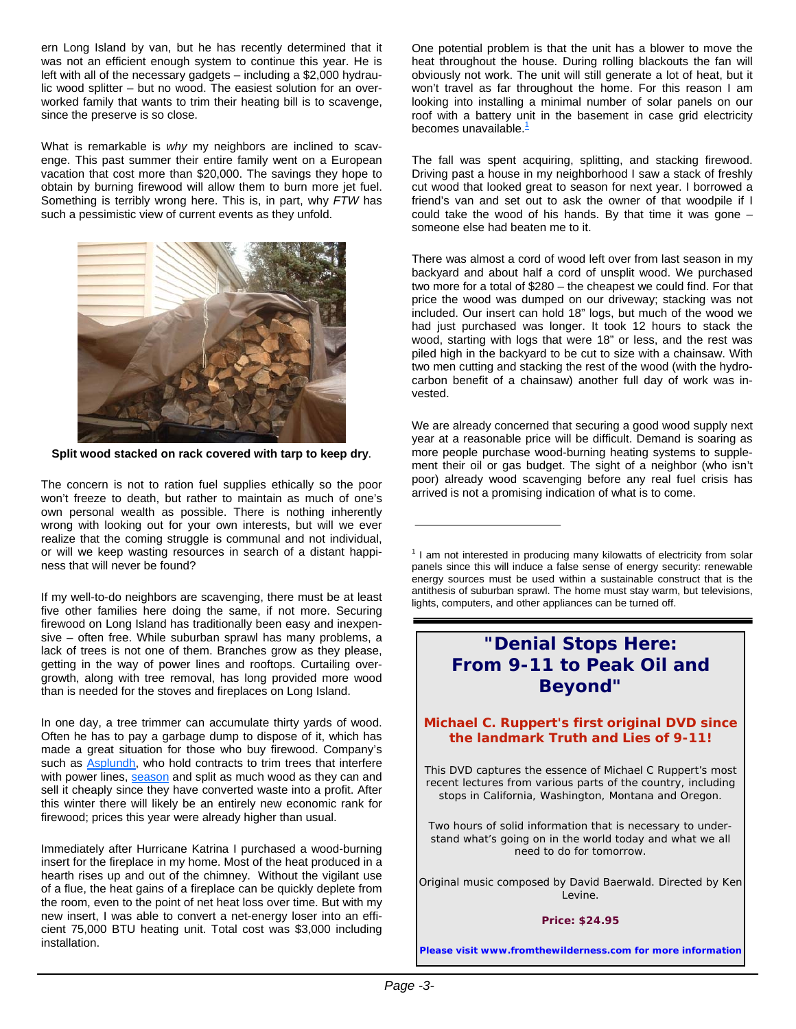ern Long Island by van, but he has recently determined that it was not an efficient enough system to continue this year. He is left with all of the necessary gadgets – including a $2,000 hydraulic wood splitter – but no wood. The easiest solution for an overworked family that wants to trim their heating bill is to scavenge, since the preserve is so close.

What is remarkable is *why* my neighbors are inclined to scavenge. This past summer their entire family went on a European vacation that cost more than $20,000. The savings they hope to obtain by burning firewood will allow them to burn more jet fuel. Something is terribly wrong here. This is, in part, why *FTW* has such a pessimistic view of current events as they unfold.

**Split wood stacked on rack covered with tarp to keep dry**.

The concern is not to ration fuel supplies ethically so the poor won't freeze to death, but rather to maintain as much of one's own personal wealth as possible. There is nothing inherently wrong with looking out for your own interests, but will we ever realize that the coming struggle is communal and not individual, or will we keep wasting resources in search of a distant happiness that will never be found?

If my well-to-do neighbors are scavenging, there must be at least five other families here doing the same, if not more. Securing firewood on Long Island has traditionally been easy and inexpensive – often free. While suburban sprawl has many problems, a lack of trees is not one of them. Branches grow as they please, getting in the way of power lines and rooftops. Curtailing overgrowth, along with tree removal, has long provided more wood than is needed for the stoves and fireplaces on Long Island.

In one day, a tree trimmer can accumulate thirty yards of wood. Often he has to pay a garbage dump to dispose of it, which has made a great situation for those who buy firewood. Company's such as Asplundh, who hold contracts to trim trees that interfere with power lines, season and split as much wood as they can and sell it cheaply since they have converted waste into a profit. After this winter there will likely be an entirely new economic rank for firewood; prices this year were already higher than usual.

Immediately after Hurricane Katrina I purchased a wood-burning insert for the fireplace in my home. Most of the heat produced in a hearth rises up and out of the chimney. Without the vigilant use of a flue, the heat gains of a fireplace can be quickly deplete from the room, even to the point of net heat loss over time. But with my new insert, I was able to convert a net-energy loser into an efficient 75,000 BTU heating unit. Total cost was $3,000 including installation.

One potential problem is that the unit has a blower to move the heat throughout the house. During rolling blackouts the fan will obviously not work. The unit will still generate a lot of heat, but it won't travel as far throughout the home. For this reason I am looking into installing a minimal number of solar panels on our roof with a battery unit in the basement in case grid electricity becomes unavailable.[1]

The fall was spent acquiring, splitting, and stacking firewood. Driving past a house in my neighborhood I saw a stack of freshly cut wood that looked great to season for next year. I borrowed a friend's van and set out to ask the owner of that woodpile if I could take the wood off his hands. By that time it was gone – someone else had beaten me to it.

There was almost a cord of wood left over from last season in my backyard and about half a cord of unsplit wood. We purchased two more for a total of $280 – the cheapest we could find. For that price the wood was dumped on our driveway; stacking was not included. Our insert can hold 18" logs, but much of the wood we had just purchased was longer. It took 12 hours to stack the wood, starting with logs that were 18" or less, and the rest was piled high in the backyard to be cut to size with a chainsaw. With two men cutting and stacking the rest of the wood (with the hydrocarbon benefit of a chainsaw) another full day of work was invested.

We are already concerned that securing a good wood supply next year at a reasonable price will be difficult. Demand is soaring as more people purchase wood-burning heating systems to supplement their oil or gas budget. The sight of a neighbor (who isn't poor) already wood scavenging before any real fuel crisis has arrived is not a promising indication of what is to come.

---

[1] I am not interested in producing many kilowatts of electricity from solar panels since this will induce a false sense of energy security: renewable energy sources must be used within a sustainable construct that is the antithesis of suburban sprawl. The home must stay warm, but televisions, lights, computers, and other appliances can be turned off.

---

## "Denial Stops Here: From 9-11 to Peak Oil and Beyond"

**Michael C. Ruppert's first original DVD since the landmark Truth and Lies of 9-11!**

This DVD captures the essence of Michael C Ruppert's most recent lectures from various parts of the country, including stops in California, Washington, Montana and Oregon.

Two hours of solid information that is necessary to understand what's going on in the world today and what we all need to do for tomorrow.

Original music composed by David Baerwald. Directed by Ken Levine.

**Price: $24.95**

**Please visit www.fromthewilderness.com for more information**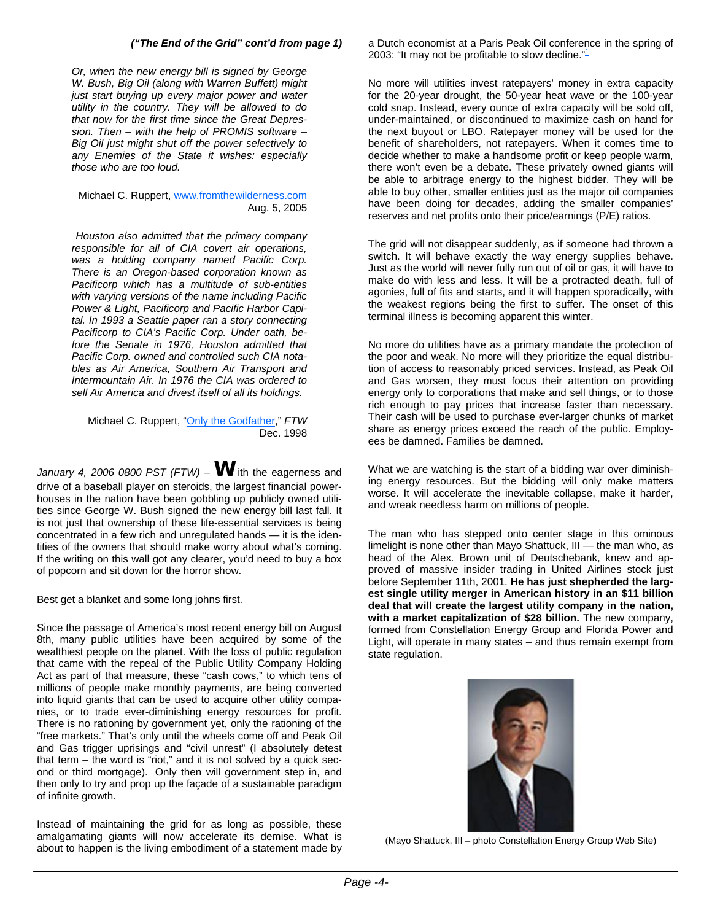***("The End of the Grid" cont'd from page 1)***

*Or, when the new energy bill is signed by George W. Bush, Big Oil (along with Warren Buffett) might just start buying up every major power and water utility in the country. They will be allowed to do that now for the first time since the Great Depression. Then – with the help of PROMIS software – Big Oil just might shut off the power selectively to any Enemies of the State it wishes: especially those who are too loud.*

Michael C. Ruppert, www.fromthewilderness.com
Aug. 5, 2005

*Houston also admitted that the primary company responsible for all of CIA covert air operations, was a holding company named Pacific Corp. There is an Oregon-based corporation known as Pacificorp which has a multitude of sub-entities with varying versions of the name including Pacific Power & Light, Pacificorp and Pacific Harbor Capital. In 1993 a Seattle paper ran a story connecting Pacificorp to CIA's Pacific Corp. Under oath, before the Senate in 1976, Houston admitted that Pacific Corp. owned and controlled such CIA notables as Air America, Southern Air Transport and Intermountain Air. In 1976 the CIA was ordered to sell Air America and divest itself of all its holdings.*

Michael C. Ruppert, "Only the Godfather," *FTW*
Dec. 1998

*January 4, 2006 0800 PST (FTW)* – **W**ith the eagerness and drive of a baseball player on steroids, the largest financial powerhouses in the nation have been gobbling up publicly owned utilities since George W. Bush signed the new energy bill last fall. It is not just that ownership of these life-essential services is being concentrated in a few rich and unregulated hands — it is the identities of the owners that should make worry about what's coming. If the writing on this wall got any clearer, you'd need to buy a box of popcorn and sit down for the horror show.

Best get a blanket and some long johns first.

Since the passage of America's most recent energy bill on August 8th, many public utilities have been acquired by some of the wealthiest people on the planet. With the loss of public regulation that came with the repeal of the Public Utility Company Holding Act as part of that measure, these "cash cows," to which tens of millions of people make monthly payments, are being converted into liquid giants that can be used to acquire other utility companies, or to trade ever-diminishing energy resources for profit. There is no rationing by government yet, only the rationing of the "free markets." That's only until the wheels come off and Peak Oil and Gas trigger uprisings and "civil unrest" (I absolutely detest that term – the word is "riot," and it is not solved by a quick second or third mortgage). Only then will government step in, and then only to try and prop up the façade of a sustainable paradigm of infinite growth.

Instead of maintaining the grid for as long as possible, these amalgamating giants will now accelerate its demise. What is about to happen is the living embodiment of a statement made by a Dutch economist at a Paris Peak Oil conference in the spring of 2003: "It may not be profitable to slow decline."[1]

No more will utilities invest ratepayers' money in extra capacity for the 20-year drought, the 50-year heat wave or the 100-year cold snap. Instead, every ounce of extra capacity will be sold off, under-maintained, or discontinued to maximize cash on hand for the next buyout or LBO. Ratepayer money will be used for the benefit of shareholders, not ratepayers. When it comes time to decide whether to make a handsome profit or keep people warm, there won't even be a debate. These privately owned giants will be able to arbitrage energy to the highest bidder. They will be able to buy other, smaller entities just as the major oil companies have been doing for decades, adding the smaller companies' reserves and net profits onto their price/earnings (P/E) ratios.

The grid will not disappear suddenly, as if someone had thrown a switch. It will behave exactly the way energy supplies behave. Just as the world will never fully run out of oil or gas, it will have to make do with less and less. It will be a protracted death, full of agonies, full of fits and starts, and it will happen sporadically, with the weakest regions being the first to suffer. The onset of this terminal illness is becoming apparent this winter.

No more do utilities have as a primary mandate the protection of the poor and weak. No more will they prioritize the equal distribution of access to reasonably priced services. Instead, as Peak Oil and Gas worsen, they must focus their attention on providing energy only to corporations that make and sell things, or to those rich enough to pay prices that increase faster than necessary. Their cash will be used to purchase ever-larger chunks of market share as energy prices exceed the reach of the public. Employees be damned. Families be damned.

What we are watching is the start of a bidding war over diminishing energy resources. But the bidding will only make matters worse. It will accelerate the inevitable collapse, make it harder, and wreak needless harm on millions of people.

The man who has stepped onto center stage in this ominous limelight is none other than Mayo Shattuck, III — the man who, as head of the Alex. Brown unit of Deutschebank, knew and approved of massive insider trading in United Airlines stock just before September 11th, 2001. **He has just shepherded the largest single utility merger in American history in an $11 billion deal that will create the largest utility company in the nation, with a market capitalization of $28 billion.** The new company, formed from Constellation Energy Group and Florida Power and Light, will operate in many states – and thus remain exempt from state regulation.

(Mayo Shattuck, III – photo Constellation Energy Group Web Site)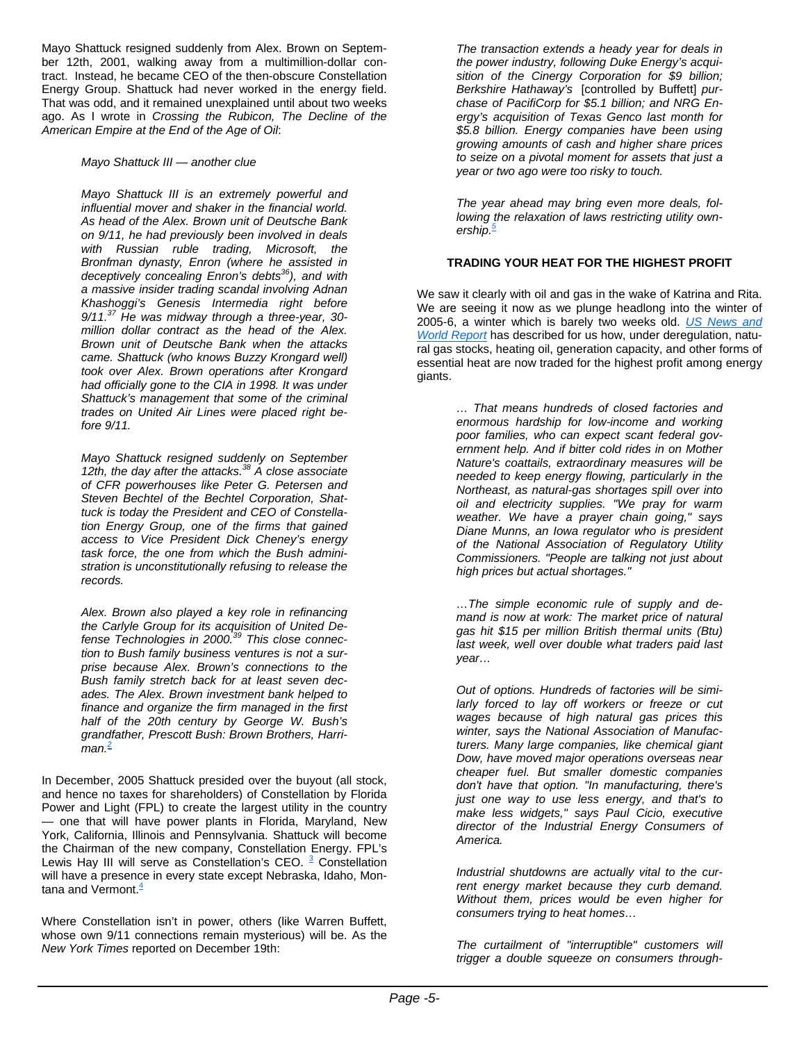Mayo Shattuck resigned suddenly from Alex. Brown on September 12th, 2001, walking away from a multimillion-dollar contract. Instead, he became CEO of the then-obscure Constellation Energy Group. Shattuck had never worked in the energy field. That was odd, and it remained unexplained until about two weeks ago. As I wrote in *Crossing the Rubicon, The Decline of the American Empire at the End of the Age of Oil*:

> *Mayo Shattuck III — another clue*
>
> *Mayo Shattuck III is an extremely powerful and influential mover and shaker in the financial world. As head of the Alex. Brown unit of Deutsche Bank on 9/11, he had previously been involved in deals with Russian ruble trading, Microsoft, the Bronfman dynasty, Enron (where he assisted in deceptively concealing Enron's debts[36]), and with a massive insider trading scandal involving Adnan Khashoggi's Genesis Intermedia right before 9/11.[37] He was midway through a three-year, 30-million dollar contract as the head of the Alex. Brown unit of Deutsche Bank when the attacks came. Shattuck (who knows Buzzy Krongard well) took over Alex. Brown operations after Krongard had officially gone to the CIA in 1998. It was under Shattuck's management that some of the criminal trades on United Air Lines were placed right before 9/11.*
>
> *Mayo Shattuck resigned suddenly on September 12th, the day after the attacks.[38] A close associate of CFR powerhouses like Peter G. Petersen and Steven Bechtel of the Bechtel Corporation, Shattuck is today the President and CEO of Constellation Energy Group, one of the firms that gained access to Vice President Dick Cheney's energy task force, the one from which the Bush administration is unconstitutionally refusing to release the records.*
>
> *Alex. Brown also played a key role in refinancing the Carlyle Group for its acquisition of United Defense Technologies in 2000.[39] This close connection to Bush family business ventures is not a surprise because Alex. Brown's connections to the Bush family stretch back for at least seven decades. The Alex. Brown investment bank helped to finance and organize the firm managed in the first half of the 20th century by George W. Bush's grandfather, Prescott Bush: Brown Brothers, Harriman.*[2]

In December, 2005 Shattuck presided over the buyout (all stock, and hence no taxes for shareholders) of Constellation by Florida Power and Light (FPL) to create the largest utility in the country — one that will have power plants in Florida, Maryland, New York, California, Illinois and Pennsylvania. Shattuck will become the Chairman of the new company, Constellation Energy. FPL's Lewis Hay III will serve as Constellation's CEO. [3] Constellation will have a presence in every state except Nebraska, Idaho, Montana and Vermont.[4]

Where Constellation isn't in power, others (like Warren Buffett, whose own 9/11 connections remain mysterious) will be. As the *New York Times* reported on December 19th:

> *The transaction extends a heady year for deals in the power industry, following Duke Energy's acquisition of the Cinergy Corporation for $9 billion; Berkshire Hathaway's* [controlled by Buffett] *purchase of PacifiCorp for $5.1 billion; and NRG Energy's acquisition of Texas Genco last month for $5.8 billion. Energy companies have been using growing amounts of cash and higher share prices to seize on a pivotal moment for assets that just a year or two ago were too risky to touch.*
>
> *The year ahead may bring even more deals, following the relaxation of laws restricting utility ownership.*[5]

### TRADING YOUR HEAT FOR THE HIGHEST PROFIT

We saw it clearly with oil and gas in the wake of Katrina and Rita. We are seeing it now as we plunge headlong into the winter of 2005-6, a winter which is barely two weeks old. US News and World Report has described for us how, under deregulation, natural gas stocks, heating oil, generation capacity, and other forms of essential heat are now traded for the highest profit among energy giants.

> *… That means hundreds of closed factories and enormous hardship for low-income and working poor families, who can expect scant federal government help. And if bitter cold rides in on Mother Nature's coattails, extraordinary measures will be needed to keep energy flowing, particularly in the Northeast, as natural-gas shortages spill over into oil and electricity supplies. "We pray for warm weather. We have a prayer chain going," says Diane Munns, an Iowa regulator who is president of the National Association of Regulatory Utility Commissioners. "People are talking not just about high prices but actual shortages."*
>
> *…The simple economic rule of supply and demand is now at work: The market price of natural gas hit $15 per million British thermal units (Btu) last week, well over double what traders paid last year…*
>
> *Out of options. Hundreds of factories will be similarly forced to lay off workers or freeze or cut wages because of high natural gas prices this winter, says the National Association of Manufacturers. Many large companies, like chemical giant Dow, have moved major operations overseas near cheaper fuel. But smaller domestic companies don't have that option. "In manufacturing, there's just one way to use less energy, and that's to make less widgets," says Paul Cicio, executive director of the Industrial Energy Consumers of America.*
>
> *Industrial shutdowns are actually vital to the current energy market because they curb demand. Without them, prices would be even higher for consumers trying to heat homes…*
>
> *The curtailment of "interruptible" customers will trigger a double squeeze on consumers through-*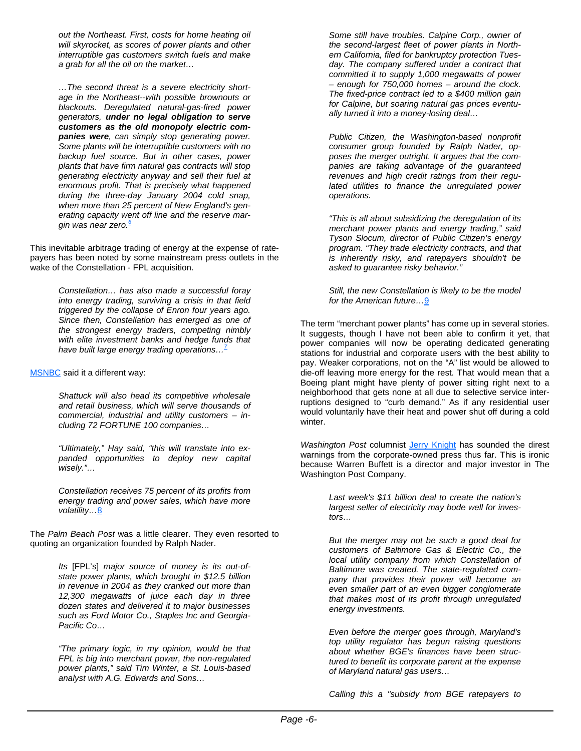*out the Northeast. First, costs for home heating oil will skyrocket, as scores of power plants and other interruptible gas customers switch fuels and make a grab for all the oil on the market…*

*…The second threat is a severe electricity shortage in the Northeast--with possible brownouts or blackouts. Deregulated natural-gas-fired power generators,* ***under no legal obligation to serve customers as the old monopoly electric companies were****, can simply stop generating power. Some plants will be interruptible customers with no backup fuel source. But in other cases, power plants that have firm natural gas contracts will stop generating electricity anyway and sell their fuel at enormous profit. That is precisely what happened during the three-day January 2004 cold snap, when more than 25 percent of New England's generating capacity went off line and the reserve margin was near zero.*[6]

This inevitable arbitrage trading of energy at the expense of ratepayers has been noted by some mainstream press outlets in the wake of the Constellation - FPL acquisition.

*Constellation… has also made a successful foray into energy trading, surviving a crisis in that field triggered by the collapse of Enron four years ago. Since then, Constellation has emerged as one of the strongest energy traders, competing nimbly with elite investment banks and hedge funds that have built large energy trading operations…*[7]

MSNBC said it a different way:

*Shattuck will also head its competitive wholesale and retail business, which will serve thousands of commercial, industrial and utility customers – including 72 FORTUNE 100 companies…*

*"Ultimately," Hay said, "this will translate into expanded opportunities to deploy new capital wisely."…*

*Constellation receives 75 percent of its profits from energy trading and power sales, which have more volatility…*8

The *Palm Beach Post* was a little clearer. They even resorted to quoting an organization founded by Ralph Nader.

*Its* [FPL's] *major source of money is its out-of-state power plants, which brought in $12.5 billion in revenue in 2004 as they cranked out more than 12,300 megawatts of juice each day in three dozen states and delivered it to major businesses such as Ford Motor Co., Staples Inc and Georgia-Pacific Co…*

*"The primary logic, in my opinion, would be that FPL is big into merchant power, the non-regulated power plants," said Tim Winter, a St. Louis-based analyst with A.G. Edwards and Sons…*

*Some still have troubles. Calpine Corp., owner of the second-largest fleet of power plants in Northern California, filed for bankruptcy protection Tuesday. The company suffered under a contract that committed it to supply 1,000 megawatts of power – enough for 750,000 homes – around the clock. The fixed-price contract led to a $400 million gain for Calpine, but soaring natural gas prices eventually turned it into a money-losing deal…*

*Public Citizen, the Washington-based nonprofit consumer group founded by Ralph Nader, opposes the merger outright. It argues that the companies are taking advantage of the guaranteed revenues and high credit ratings from their regulated utilities to finance the unregulated power operations.*

*"This is all about subsidizing the deregulation of its merchant power plants and energy trading," said Tyson Slocum, director of Public Citizen's energy program. "They trade electricity contracts, and that is inherently risky, and ratepayers shouldn't be asked to guarantee risky behavior."*

*Still, the new Constellation is likely to be the model for the American future…*9

The term "merchant power plants" has come up in several stories. It suggests, though I have not been able to confirm it yet, that power companies will now be operating dedicated generating stations for industrial and corporate users with the best ability to pay. Weaker corporations, not on the "A" list would be allowed to die-off leaving more energy for the rest. That would mean that a Boeing plant might have plenty of power sitting right next to a neighborhood that gets none at all due to selective service interruptions designed to "curb demand." As if any residential user would voluntarily have their heat and power shut off during a cold winter.

*Washington Post* columnist Jerry Knight has sounded the direst warnings from the corporate-owned press thus far. This is ironic because Warren Buffett is a director and major investor in The Washington Post Company.

*Last week's $11 billion deal to create the nation's largest seller of electricity may bode well for investors…*

*But the merger may not be such a good deal for customers of Baltimore Gas & Electric Co., the local utility company from which Constellation of Baltimore was created. The state-regulated company that provides their power will become an even smaller part of an even bigger conglomerate that makes most of its profit through unregulated energy investments.*

*Even before the merger goes through, Maryland's top utility regulator has begun raising questions about whether BGE's finances have been structured to benefit its corporate parent at the expense of Maryland natural gas users…*

*Calling this a "subsidy from BGE ratepayers to*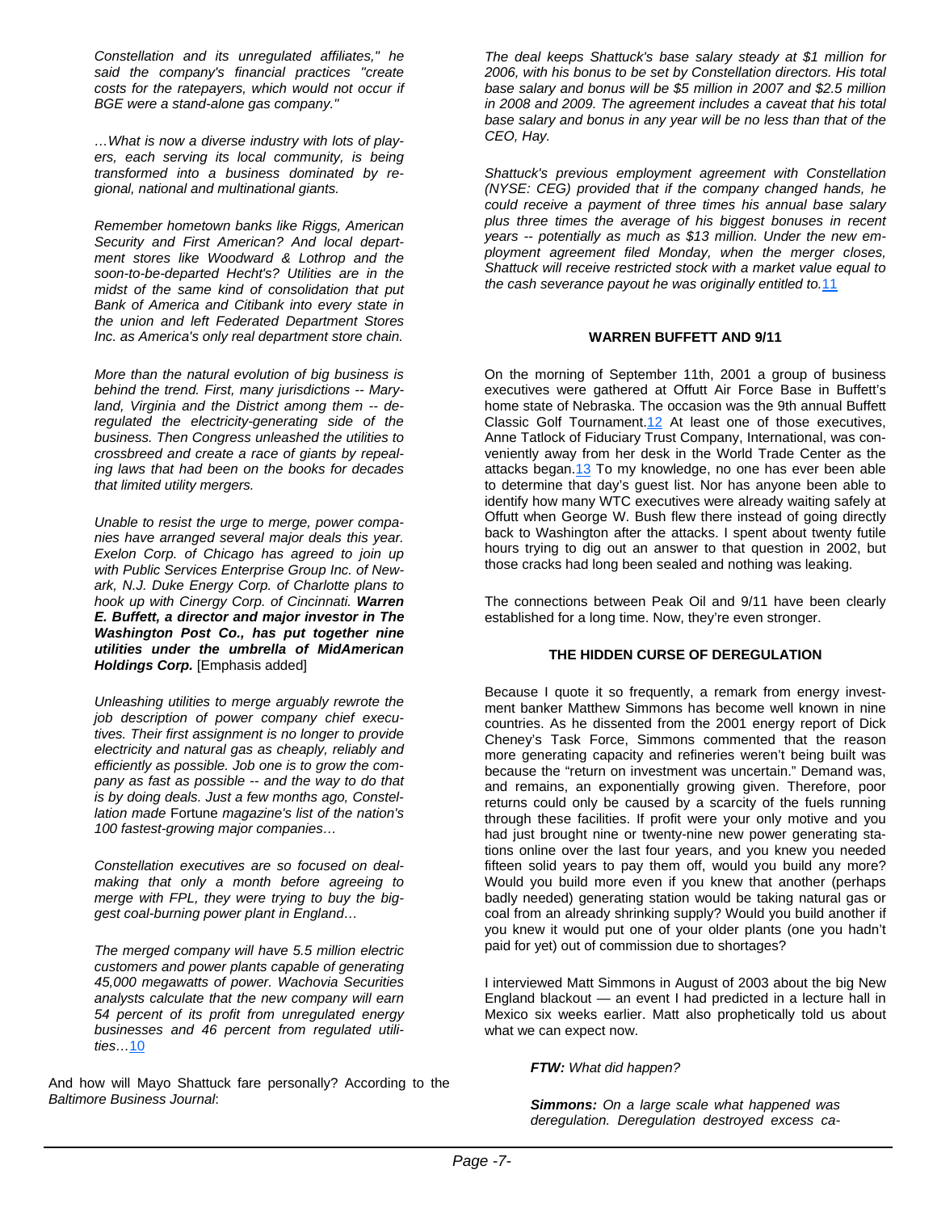*Constellation and its unregulated affiliates," he said the company's financial practices "create costs for the ratepayers, which would not occur if BGE were a stand-alone gas company."*

*…What is now a diverse industry with lots of players, each serving its local community, is being transformed into a business dominated by regional, national and multinational giants.*

*Remember hometown banks like Riggs, American Security and First American? And local department stores like Woodward & Lothrop and the soon-to-be-departed Hecht's? Utilities are in the midst of the same kind of consolidation that put Bank of America and Citibank into every state in the union and left Federated Department Stores Inc. as America's only real department store chain.*

*More than the natural evolution of big business is behind the trend. First, many jurisdictions -- Maryland, Virginia and the District among them -- deregulated the electricity-generating side of the business. Then Congress unleashed the utilities to crossbreed and create a race of giants by repealing laws that had been on the books for decades that limited utility mergers.*

*Unable to resist the urge to merge, power companies have arranged several major deals this year. Exelon Corp. of Chicago has agreed to join up with Public Services Enterprise Group Inc. of Newark, N.J. Duke Energy Corp. of Charlotte plans to hook up with Cinergy Corp. of Cincinnati.* ***Warren E. Buffett, a director and major investor in The Washington Post Co., has put together nine utilities under the umbrella of MidAmerican Holdings Corp.*** [Emphasis added]

*Unleashing utilities to merge arguably rewrote the job description of power company chief executives. Their first assignment is no longer to provide electricity and natural gas as cheaply, reliably and efficiently as possible. Job one is to grow the company as fast as possible -- and the way to do that is by doing deals. Just a few months ago, Constellation made* Fortune *magazine's list of the nation's 100 fastest-growing major companies…*

*Constellation executives are so focused on deal-making that only a month before agreeing to merge with FPL, they were trying to buy the biggest coal-burning power plant in England…*

*The merged company will have 5.5 million electric customers and power plants capable of generating 45,000 megawatts of power. Wachovia Securities analysts calculate that the new company will earn 54 percent of its profit from unregulated energy businesses and 46 percent from regulated utilities…*[10]

And how will Mayo Shattuck fare personally? According to the *Baltimore Business Journal*:

*The deal keeps Shattuck's base salary steady at $1 million for 2006, with his bonus to be set by Constellation directors. His total base salary and bonus will be $5 million in 2007 and $2.5 million in 2008 and 2009. The agreement includes a caveat that his total base salary and bonus in any year will be no less than that of the CEO, Hay.*

*Shattuck's previous employment agreement with Constellation (NYSE: CEG) provided that if the company changed hands, he could receive a payment of three times his annual base salary plus three times the average of his biggest bonuses in recent years -- potentially as much as $13 million. Under the new employment agreement filed Monday, when the merger closes, Shattuck will receive restricted stock with a market value equal to the cash severance payout he was originally entitled to.*[11]

### WARREN BUFFETT AND 9/11

On the morning of September 11th, 2001 a group of business executives were gathered at Offutt Air Force Base in Buffett's home state of Nebraska. The occasion was the 9th annual Buffett Classic Golf Tournament.[12] At least one of those executives, Anne Tatlock of Fiduciary Trust Company, International, was conveniently away from her desk in the World Trade Center as the attacks began.[13] To my knowledge, no one has ever been able to determine that day's guest list. Nor has anyone been able to identify how many WTC executives were already waiting safely at Offutt when George W. Bush flew there instead of going directly back to Washington after the attacks. I spent about twenty futile hours trying to dig out an answer to that question in 2002, but those cracks had long been sealed and nothing was leaking.

The connections between Peak Oil and 9/11 have been clearly established for a long time. Now, they're even stronger.

### THE HIDDEN CURSE OF DEREGULATION

Because I quote it so frequently, a remark from energy investment banker Matthew Simmons has become well known in nine countries. As he dissented from the 2001 energy report of Dick Cheney's Task Force, Simmons commented that the reason more generating capacity and refineries weren't being built was because the "return on investment was uncertain." Demand was, and remains, an exponentially growing given. Therefore, poor returns could only be caused by a scarcity of the fuels running through these facilities. If profit were your only motive and you had just brought nine or twenty-nine new power generating stations online over the last four years, and you knew you needed fifteen solid years to pay them off, would you build any more? Would you build more even if you knew that another (perhaps badly needed) generating station would be taking natural gas or coal from an already shrinking supply? Would you build another if you knew it would put one of your older plants (one you hadn't paid for yet) out of commission due to shortages?

I interviewed Matt Simmons in August of 2003 about the big New England blackout — an event I had predicted in a lecture hall in Mexico six weeks earlier. Matt also prophetically told us about what we can expect now.

> ***FTW:*** *What did happen?*
>
> ***Simmons:*** *On a large scale what happened was deregulation. Deregulation destroyed excess ca-*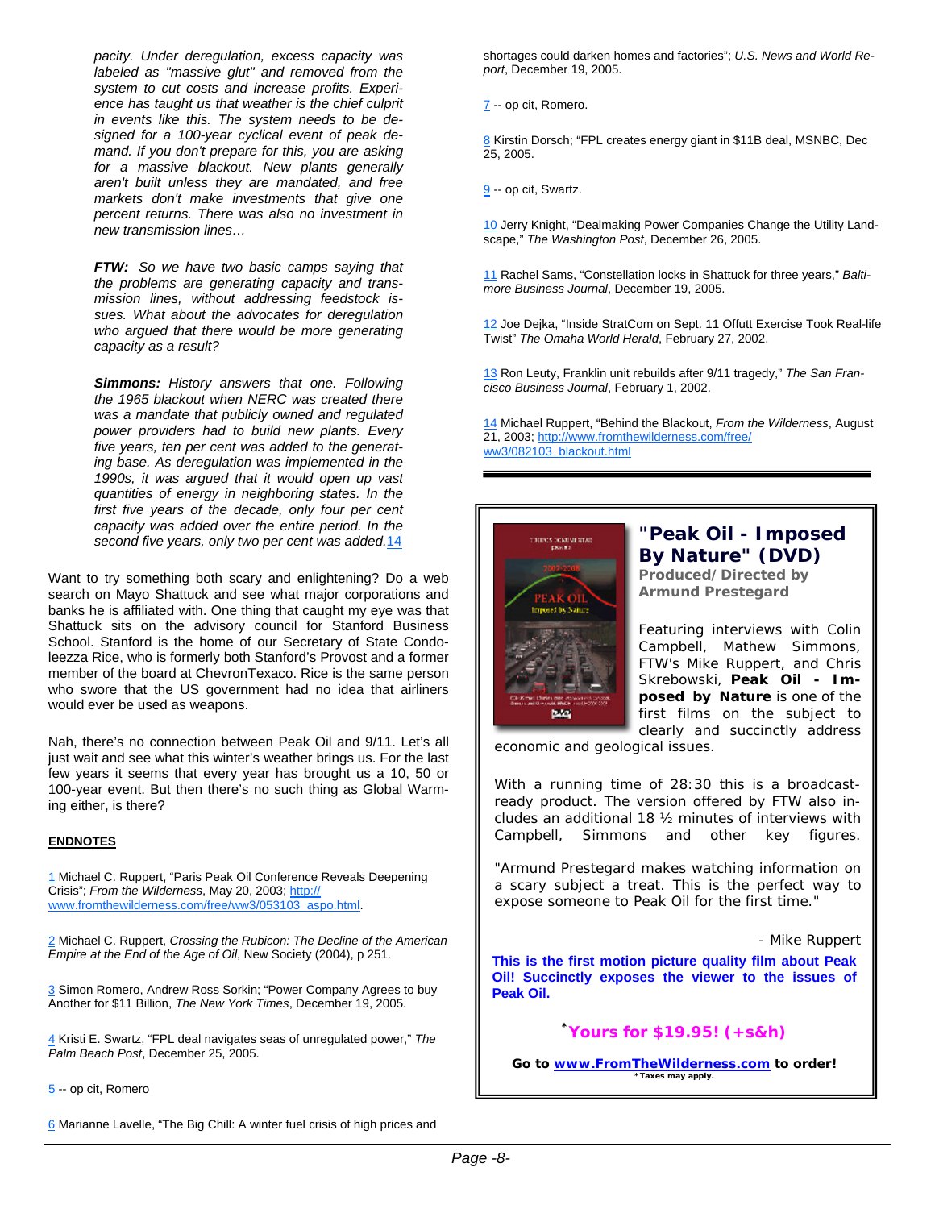*pacity. Under deregulation, excess capacity was labeled as "massive glut" and removed from the system to cut costs and increase profits. Experience has taught us that weather is the chief culprit in events like this. The system needs to be designed for a 100-year cyclical event of peak demand. If you don't prepare for this, you are asking for a massive blackout. New plants generally aren't built unless they are mandated, and free markets don't make investments that give one percent returns. There was also no investment in new transmission lines…*

***FTW:*** *So we have two basic camps saying that the problems are generating capacity and transmission lines, without addressing feedstock issues. What about the advocates for deregulation who argued that there would be more generating capacity as a result?*

***Simmons:*** *History answers that one. Following the 1965 blackout when NERC was created there was a mandate that publicly owned and regulated power providers had to build new plants. Every five years, ten per cent was added to the generating base. As deregulation was implemented in the 1990s, it was argued that it would open up vast quantities of energy in neighboring states. In the first five years of the decade, only four per cent capacity was added over the entire period. In the second five years, only two per cent was added.*[14]

Want to try something both scary and enlightening? Do a web search on Mayo Shattuck and see what major corporations and banks he is affiliated with. One thing that caught my eye was that Shattuck sits on the advisory council for Stanford Business School. Stanford is the home of our Secretary of State Condoleezza Rice, who is formerly Stanford's Provost and a former member of the board at ChevronTexaco. Rice is the same person who swore that the US government had no idea that airliners would ever be used as weapons.

Nah, there's no connection between Peak Oil and 9/11. Let's all just wait and see what this winter's weather brings us. For the last few years it seems that every year has brought us a 10, 50 or 100-year event. But then there's no such thing as Global Warming either, is there?

**ENDNOTES**

1 Michael C. Ruppert, "Paris Peak Oil Conference Reveals Deepening Crisis"; *From the Wilderness*, May 20, 2003; http://www.fromthewilderness.com/free/ww3/053103_aspo.html.

2 Michael C. Ruppert, *Crossing the Rubicon: The Decline of the American Empire at the End of the Age of Oil*, New Society (2004), p 251.

3 Simon Romero, Andrew Ross Sorkin; "Power Company Agrees to buy Another for $11 Billion, *The New York Times*, December 19, 2005.

4 Kristi E. Swartz, "FPL deal navigates seas of unregulated power," *The Palm Beach Post*, December 25, 2005.

5 -- op cit, Romero

6 Marianne Lavelle, "The Big Chill: A winter fuel crisis of high prices and shortages could darken homes and factories"; *U.S. News and World Report*, December 19, 2005.

7 -- op cit, Romero.

8 Kirstin Dorsch; "FPL creates energy giant in $11B deal, MSNBC, Dec 25, 2005.

9 -- op cit, Swartz.

10 Jerry Knight, "Dealmaking Power Companies Change the Utility Landscape," *The Washington Post*, December 26, 2005.

11 Rachel Sams, "Constellation locks in Shattuck for three years," *Baltimore Business Journal*, December 19, 2005.

12 Joe Dejka, "Inside StratCom on Sept. 11 Offutt Exercise Took Real-life Twist" *The Omaha World Herald*, February 27, 2002.

13 Ron Leuty, Franklin unit rebuilds after 9/11 tragedy," *The San Francisco Business Journal*, February 1, 2002.

14 Michael Ruppert, "Behind the Blackout, *From the Wilderness*, August 21, 2003; http://www.fromthewilderness.com/free/ww3/082103_blackout.html

---

## "Peak Oil - Imposed By Nature" (DVD)

**Produced/Directed by Armund Prestegard**

Featuring interviews with Colin Campbell, Mathew Simmons, FTW's Mike Ruppert, and Chris Skrebowski, **Peak Oil - Imposed by Nature** is one of the first films on the subject to clearly and succinctly address economic and geological issues.

With a running time of 28:30 this is a broadcast-ready product. The version offered by FTW also includes an additional 18 ½ minutes of interviews with Campbell, Simmons and other key figures.

"Armund Prestegard makes watching information on a scary subject a treat. This is the perfect way to expose someone to Peak Oil for the first time."

\- Mike Ruppert

**This is the first motion picture quality film about Peak Oil! Succinctly exposes the viewer to the issues of Peak Oil.**

**\*Yours for $19.95! (+s&h)**

**Go to www.FromTheWilderness.com to order!**

**\*Taxes may apply.**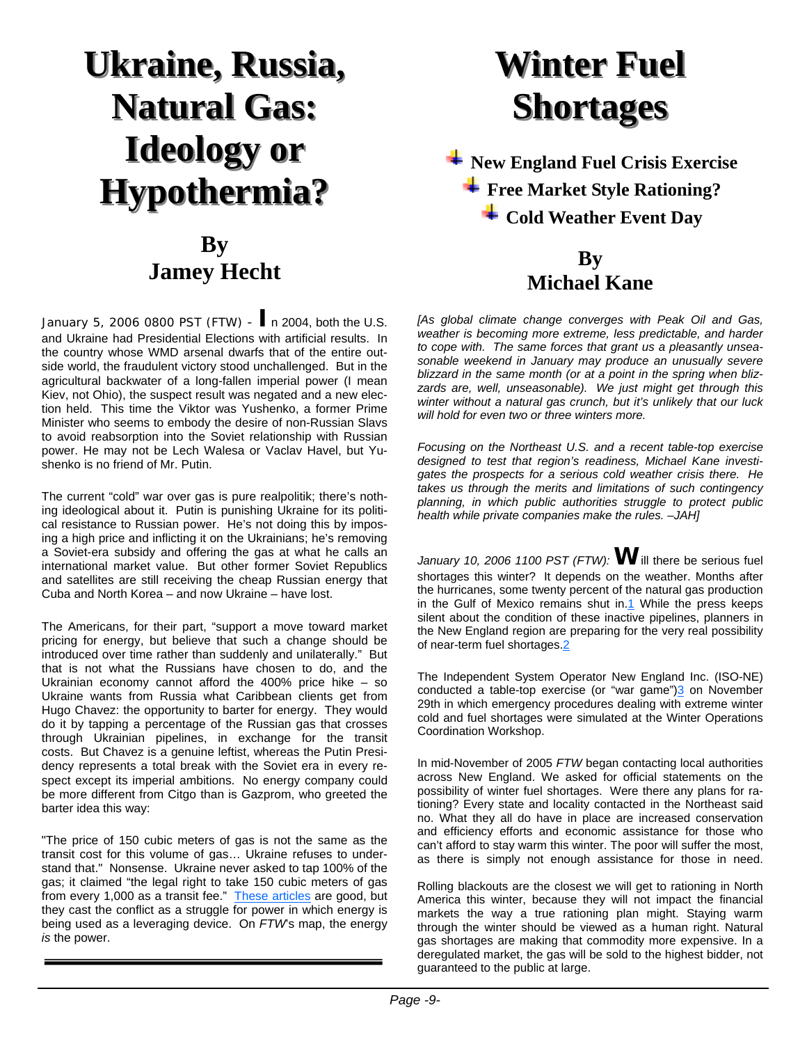# Ukraine, Russia, Natural Gas: Ideology or Hypothermia?

## By Jamey Hecht

January 5, 2006 0800 PST (FTW) - In 2004, both the U.S. and Ukraine had Presidential Elections with artificial results. In the country whose WMD arsenal dwarfs that of the entire outside world, the fraudulent victory stood unchallenged. But in the agricultural backwater of a long-fallen imperial power (I mean Kiev, not Ohio), the suspect result was negated and a new election held. This time the Viktor was Yushenko, a former Prime Minister who seems to embody the desire of non-Russian Slavs to avoid reabsorption into the Soviet relationship with Russian power. He may not be Lech Walesa or Vaclav Havel, but Yushenko is no friend of Mr. Putin.

The current "cold" war over gas is pure realpolitik; there's nothing ideological about it. Putin is punishing Ukraine for its political resistance to Russian power. He's not doing this by imposing a high price and inflicting it on the Ukrainians; he's removing a Soviet-era subsidy and offering the gas at what he calls an international market value. But other former Soviet Republics and satellites are still receiving the cheap Russian energy that Cuba and North Korea – and now Ukraine – have lost.

The Americans, for their part, "support a move toward market pricing for energy, but believe that such a change should be introduced over time rather than suddenly and unilaterally." But that is not what the Russians have chosen to do, and the Ukrainian economy cannot afford the 400% price hike – so Ukraine wants from Russia what Caribbean clients get from Hugo Chavez: the opportunity to barter for energy. They would do it by tapping a percentage of the Russian gas that crosses through Ukrainian pipelines, in exchange for the transit costs. But Chavez is a genuine leftist, whereas the Putin Presidency represents a total break with the Soviet era in every respect except its imperial ambitions. No energy company could be more different from Citgo than is Gazprom, who greeted the barter idea this way:

"The price of 150 cubic meters of gas is not the same as the transit cost for this volume of gas… Ukraine refuses to understand that." Nonsense. Ukraine never asked to tap 100% of the gas; it claimed "the legal right to take 150 cubic meters of gas from every 1,000 as a transit fee." These articles are good, but they cast the conflict as a struggle for power in which energy is being used as a leveraging device. On *FTW*'s map, the energy *is* the power.

---

# Winter Fuel Shortages

- **New England Fuel Crisis Exercise**
- **Free Market Style Rationing?**
- **Cold Weather Event Day**

## By Michael Kane

*[As global climate change converges with Peak Oil and Gas, weather is becoming more extreme, less predictable, and harder to cope with. The same forces that grant us a pleasantly unseasonable weekend in January may produce an unusually severe blizzard in the same month (or at a point in the spring when blizzards are, well, unseasonable). We just might get through this winter without a natural gas crunch, but it's unlikely that our luck will hold for even two or three winters more.*

*Focusing on the Northeast U.S. and a recent table-top exercise designed to test that region's readiness, Michael Kane investigates the prospects for a serious cold weather crisis there. He takes us through the merits and limitations of such contingency planning, in which public authorities struggle to protect public health while private companies make the rules. –JAH]*

*January 10, 2006 1100 PST (FTW):* Will there be serious fuel shortages this winter? It depends on the weather. Months after the hurricanes, some twenty percent of the natural gas production in the Gulf of Mexico remains shut in.[1] While the press keeps silent about the condition of these inactive pipelines, planners in the New England region are preparing for the very real possibility of near-term fuel shortages.[2]

The Independent System Operator New England Inc. (ISO-NE) conducted a table-top exercise (or "war game")[3] on November 29th in which emergency procedures dealing with extreme winter cold and fuel shortages were simulated at the Winter Operations Coordination Workshop.

In mid-November of 2005 *FTW* began contacting local authorities across New England. We asked for official statements on the possibility of winter fuel shortages. Were there any plans for rationing? Every state and locality contacted in the Northeast said no. What they all do have in place are increased conservation and efficiency efforts and economic assistance for those who can't afford to stay warm this winter. The poor will suffer the most, as there is simply not enough assistance for those in need.

Rolling blackouts are the closest we will get to rationing in North America this winter, because they will not impact the financial markets the way a true rationing plan might. Staying warm through the winter should be viewed as a human right. Natural gas shortages are making that commodity more expensive. In a deregulated market, the gas will be sold to the highest bidder, not guaranteed to the public at large.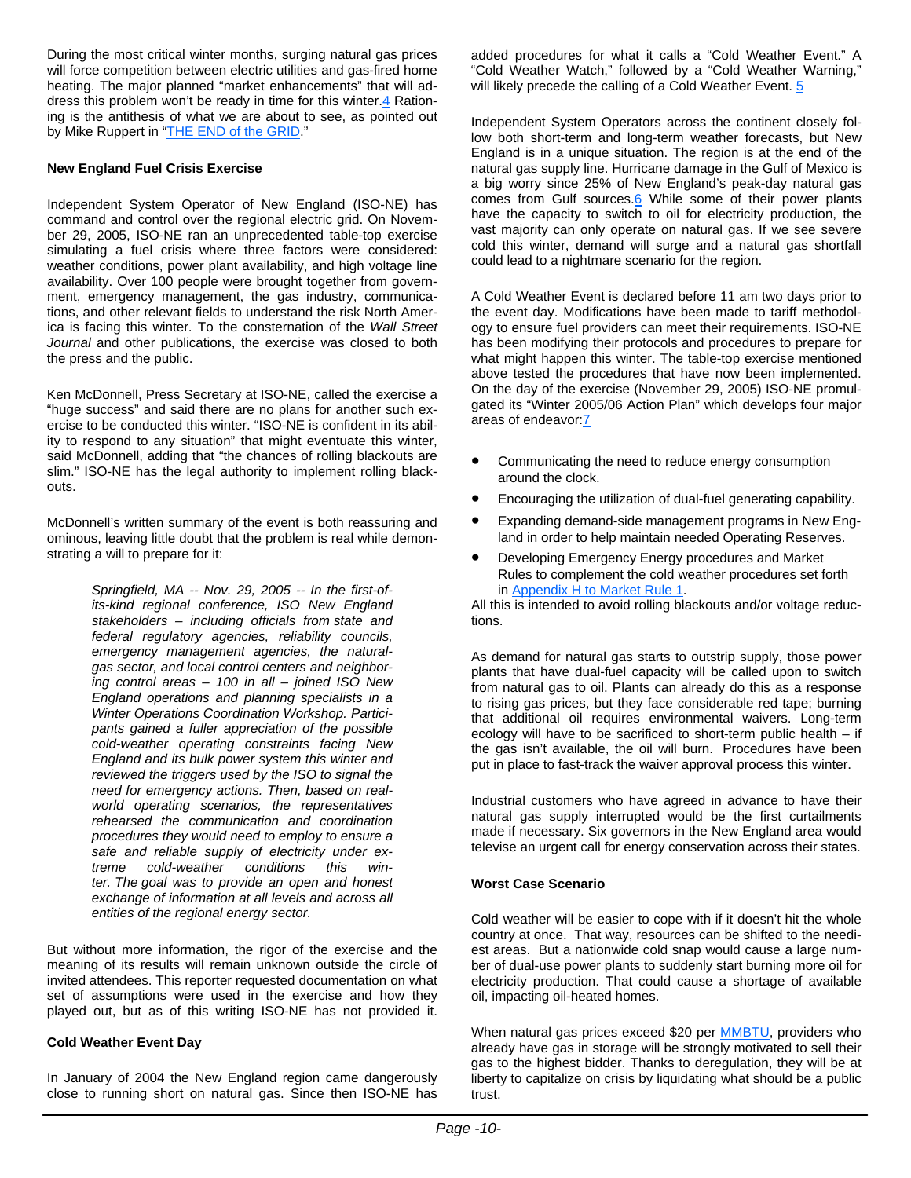During the most critical winter months, surging natural gas prices will force competition between electric utilities and gas-fired home heating. The major planned "market enhancements" that will address this problem won't be ready in time for this winter.[4] Rationing is the antithesis of what we are about to see, as pointed out by Mike Ruppert in "THE END of the GRID."

### New England Fuel Crisis Exercise

Independent System Operator of New England (ISO-NE) has command and control over the regional electric grid. On November 29, 2005, ISO-NE ran an unprecedented table-top exercise simulating a fuel crisis where three factors were considered: weather conditions, power plant availability, and high voltage line availability. Over 100 people were brought together from government, emergency management, the gas industry, communications, and other relevant fields to understand the risk North America is facing this winter. To the consternation of the *Wall Street Journal* and other publications, the exercise was closed to both the press and the public.

Ken McDonnell, Press Secretary at ISO-NE, called the exercise a "huge success" and said there are no plans for another such exercise to be conducted this winter. "ISO-NE is confident in its ability to respond to any situation" that might eventuate this winter, said McDonnell, adding that "the chances of rolling blackouts are slim." ISO-NE has the legal authority to implement rolling blackouts.

McDonnell's written summary of the event is both reassuring and ominous, leaving little doubt that the problem is real while demonstrating a will to prepare for it:

> *Springfield, MA -- Nov. 29, 2005 -- In the first-of-its-kind regional conference, ISO New England stakeholders – including officials from state and federal regulatory agencies, reliability councils, emergency management agencies, the natural-gas sector, and local control centers and neighboring control areas – 100 in all – joined ISO New England operations and planning specialists in a Winter Operations Coordination Workshop. Participants gained a fuller appreciation of the possible cold-weather operating constraints facing New England and its bulk power system this winter and reviewed the triggers used by the ISO to signal the need for emergency actions. Then, based on real-world operating scenarios, the representatives rehearsed the communication and coordination procedures they would need to employ to ensure a safe and reliable supply of electricity under extreme cold-weather conditions this winter. The goal was to provide an open and honest exchange of information at all levels and across all entities of the regional energy sector.*

But without more information, the rigor of the exercise and the meaning of its results will remain unknown outside the circle of invited attendees. This reporter requested documentation on what set of assumptions were used in the exercise and how they played out, but as of this writing ISO-NE has not provided it.

### Cold Weather Event Day

In January of 2004 the New England region came dangerously close to running short on natural gas. Since then ISO-NE has added procedures for what it calls a "Cold Weather Event." A "Cold Weather Watch," followed by a "Cold Weather Warning," will likely precede the calling of a Cold Weather Event. [5]

Independent System Operators across the continent closely follow both short-term and long-term weather forecasts, but New England is in a unique situation. The region is at the end of the natural gas supply line. Hurricane damage in the Gulf of Mexico is a big worry since 25% of New England's peak-day natural gas comes from Gulf sources.[6] While some of their power plants have the capacity to switch to oil for electricity production, the vast majority can only operate on natural gas. If we see severe cold this winter, demand will surge and a natural gas shortfall could lead to a nightmare scenario for the region.

A Cold Weather Event is declared before 11 am two days prior to the event day. Modifications have been made to tariff methodology to ensure fuel providers can meet their requirements. ISO-NE has been modifying their protocols and procedures to prepare for what might happen this winter. The table-top exercise mentioned above tested the procedures that have now been implemented. On the day of the exercise (November 29, 2005) ISO-NE promulgated its "Winter 2005/06 Action Plan" which develops four major areas of endeavor:[7]

- Communicating the need to reduce energy consumption around the clock.
- Encouraging the utilization of dual-fuel generating capability.
- Expanding demand-side management programs in New England in order to help maintain needed Operating Reserves.
- Developing Emergency Energy procedures and Market Rules to complement the cold weather procedures set forth in Appendix H to Market Rule 1.

All this is intended to avoid rolling blackouts and/or voltage reductions.

As demand for natural gas starts to outstrip supply, those power plants that have dual-fuel capacity will be called upon to switch from natural gas to oil. Plants can already do this as a response to rising gas prices, but they face considerable red tape; burning that additional oil requires environmental waivers. Long-term ecology will have to be sacrificed to short-term public health – if the gas isn't available, the oil will burn. Procedures have been put in place to fast-track the waiver approval process this winter.

Industrial customers who have agreed in advance to have their natural gas supply interrupted would be the first curtailments made if necessary. Six governors in the New England area would televise an urgent call for energy conservation across their states.

### Worst Case Scenario

Cold weather will be easier to cope with if it doesn't hit the whole country at once. That way, resources can be shifted to the neediest areas. But a nationwide cold snap would cause a large number of dual-use power plants to suddenly start burning more oil for electricity production. That could cause a shortage of available oil, impacting oil-heated homes.

When natural gas prices exceed $20 per MMBTU, providers who already have gas in storage will be strongly motivated to sell their gas to the highest bidder. Thanks to deregulation, they will be at liberty to capitalize on crisis by liquidating what should be a public trust.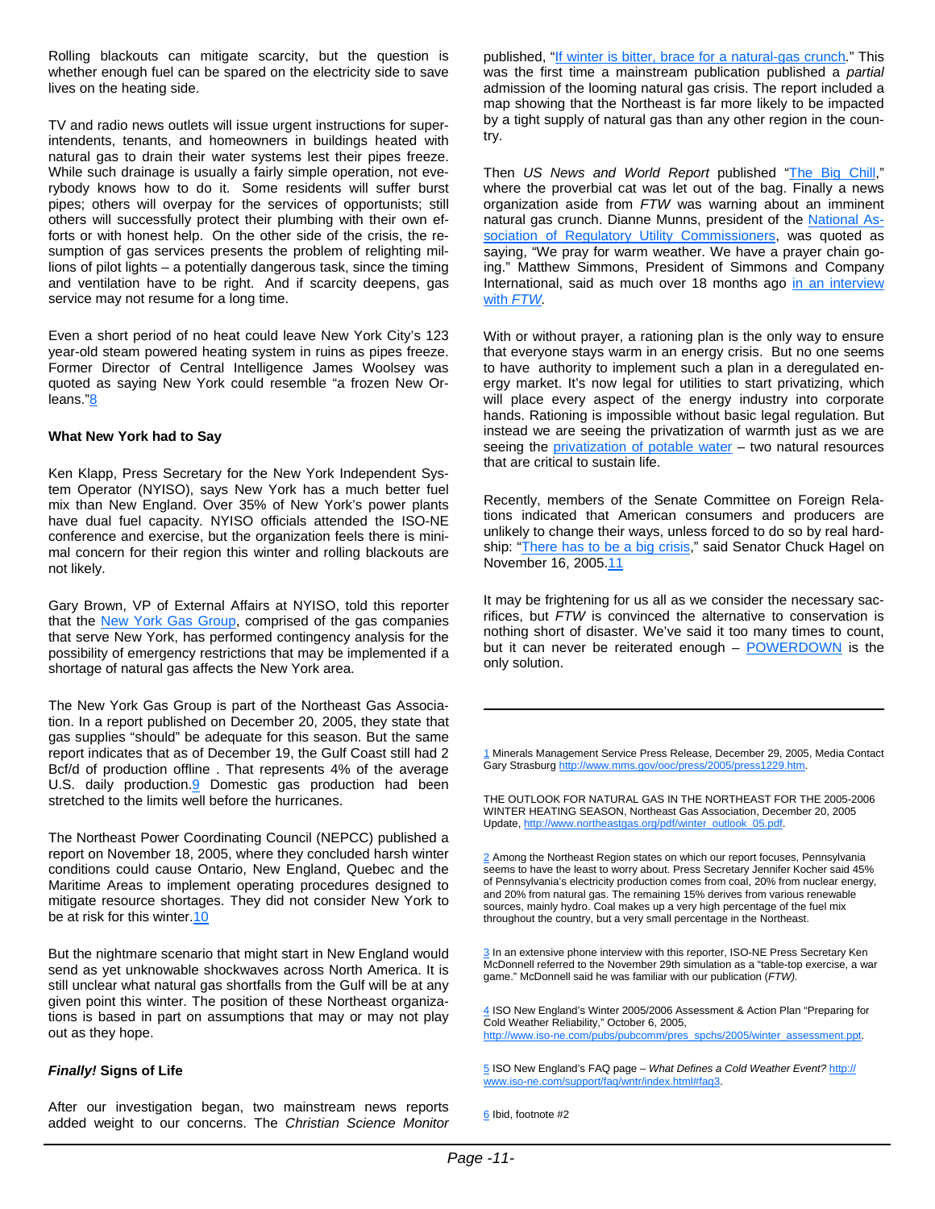Rolling blackouts can mitigate scarcity, but the question is whether enough fuel can be spared on the electricity side to save lives on the heating side.

TV and radio news outlets will issue urgent instructions for superintendents, tenants, and homeowners in buildings heated with natural gas to drain their water systems lest their pipes freeze. While such drainage is usually a fairly simple operation, not everybody knows how to do it. Some residents will suffer burst pipes; others will overpay for the services of opportunists; still others will successfully protect their plumbing with their own efforts or with honest help. On the other side of the crisis, the resumption of gas services presents the problem of relighting millions of pilot lights – a potentially dangerous task, since the timing and ventilation have to be right. And if scarcity deepens, gas service may not resume for a long time.

Even a short period of no heat could leave New York City's 123 year-old steam powered heating system in ruins as pipes freeze. Former Director of Central Intelligence James Woolsey was quoted as saying New York could resemble "a frozen New Orleans."[8]

**What New York had to Say**

Ken Klapp, Press Secretary for the New York Independent System Operator (NYISO), says New York has a much better fuel mix than New England. Over 35% of New York's power plants have dual fuel capacity. NYISO officials attended the ISO-NE conference and exercise, but the organization feels there is minimal concern for their region this winter and rolling blackouts are not likely.

Gary Brown, VP of External Affairs at NYISO, told this reporter that the New York Gas Group, comprised of the gas companies that serve New York, has performed contingency analysis for the possibility of emergency restrictions that may be implemented if a shortage of natural gas affects the New York area.

The New York Gas Group is part of the Northeast Gas Association. In a report published on December 20, 2005, they state that gas supplies "should" be adequate for this season. But the same report indicates that as of December 19, the Gulf Coast still had 2 Bcf/d of production offline . That represents 4% of the average U.S. daily production.[9] Domestic gas production had been stretched to the limits well before the hurricanes.

The Northeast Power Coordinating Council (NEPCC) published a report on November 18, 2005, where they concluded harsh winter conditions could cause Ontario, New England, Quebec and the Maritime Areas to implement operating procedures designed to mitigate resource shortages. They did not consider New York to be at risk for this winter.[10]

But the nightmare scenario that might start in New England would send as yet unknowable shockwaves across North America. It is still unclear what natural gas shortfalls from the Gulf will be at any given point this winter. The position of these Northeast organizations is based in part on assumptions that may or may not play out as they hope.

***Finally!* Signs of Life**

After our investigation began, two mainstream news reports added weight to our concerns. The *Christian Science Monitor* published, "If winter is bitter, brace for a natural-gas crunch." This was the first time a mainstream publication published a *partial* admission of the looming natural gas crisis. The report included a map showing that the Northeast is far more likely to be impacted by a tight supply of natural gas than any other region in the country.

Then *US News and World Report* published "The Big Chill," where the proverbial cat was let out of the bag. Finally a news organization aside from *FTW* was warning about an imminent natural gas crunch. Dianne Munns, president of the National Association of Regulatory Utility Commissioners, was quoted as saying, "We pray for warm weather. We have a prayer chain going." Matthew Simmons, President of Simmons and Company International, said as much over 18 months ago in an interview with *FTW*.

With or without prayer, a rationing plan is the only way to ensure that everyone stays warm in an energy crisis. But no one seems to have authority to implement such a plan in a deregulated energy market. It's now legal for utilities to start privatizing, which will place every aspect of the energy industry into corporate hands. Rationing is impossible without basic legal regulation. But instead we are seeing the privatization of warmth just as we are seeing the privatization of potable water – two natural resources that are critical to sustain life.

Recently, members of the Senate Committee on Foreign Relations indicated that American consumers and producers are unlikely to change their ways, unless forced to do so by real hardship: "There has to be a big crisis," said Senator Chuck Hagel on November 16, 2005.[11]

It may be frightening for us all as we consider the necessary sacrifices, but *FTW* is convinced the alternative to conservation is nothing short of disaster. We've said it too many times to count, but it can never be reiterated enough – POWERDOWN is the only solution.

---

1 Minerals Management Service Press Release, December 29, 2005, Media Contact Gary Strasburg http://www.mms.gov/ooc/press/2005/press1229.htm.

THE OUTLOOK FOR NATURAL GAS IN THE NORTHEAST FOR THE 2005-2006 WINTER HEATING SEASON, Northeast Gas Association, December 20, 2005 Update, http://www.northeastgas.org/pdf/winter_outlook_05.pdf.

2 Among the Northeast Region states on which our report focuses, Pennsylvania seems to have the least to worry about. Press Secretary Jennifer Kocher said 45% of Pennsylvania's electricity production comes from coal, 20% from nuclear energy, and 20% from natural gas. The remaining 15% derives from various renewable sources, mainly hydro. Coal makes up a very high percentage of the fuel mix throughout the country, but a very small percentage in the Northeast.

3 In an extensive phone interview with this reporter, ISO-NE Press Secretary Ken McDonnell referred to the November 29th simulation as a "table-top exercise, a war game." McDonnell said he was familiar with our publication (*FTW).*

4 ISO New England's Winter 2005/2006 Assessment & Action Plan "Preparing for Cold Weather Reliability," October 6, 2005, http://www.iso-ne.com/pubs/pubcomm/pres_spchs/2005/winter_assessment.ppt.

5 ISO New England's FAQ page – *What Defines a Cold Weather Event?* http://www.iso-ne.com/support/faq/wntr/index.html#faq3.

6 Ibid, footnote #2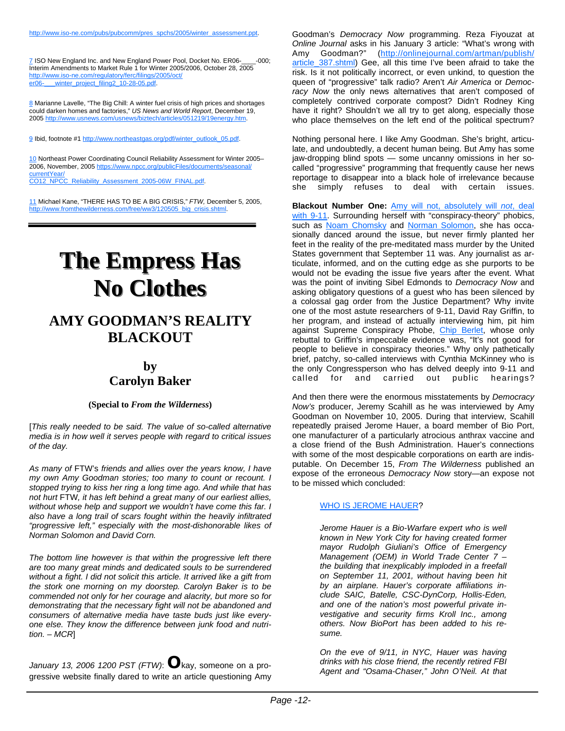http://www.iso-ne.com/pubs/pubcomm/pres_spchs/2005/winter_assessment.ppt.

7 ISO New England Inc. and New England Power Pool, Docket No. ER06-____-000; Interim Amendments to Market Rule 1 for Winter 2005/2006, October 28, 2005 http://www.iso-ne.com/regulatory/ferc/filings/2005/oct/er06-___winter_project_filing2_10-28-05.pdf.

8 Marianne Lavelle, "The Big Chill: A winter fuel crisis of high prices and shortages could darken homes and factories," *US News and World Report*, December 19, 2005 http://www.usnews.com/usnews/biztech/articles/051219/19energy.htm.

9 Ibid, footnote #1 http://www.northeastgas.org/pdf/winter_outlook_05.pdf.

10 Northeast Power Coordinating Council Reliability Assessment for Winter 2005–2006, November, 2005 https://www.npcc.org/publicFiles/documents/seasonal/currentYear/CO12_NPCC_Reliability_Assessment_2005-06W_FINAL.pdf.

11 Michael Kane, "THERE HAS TO BE A BIG CRISIS," *FTW*, December 5, 2005, http://www.fromthewilderness.com/free/ww3/120505_big_crisis.shtml.

---

# The Empress Has No Clothes

## AMY GOODMAN'S REALITY BLACKOUT

### by Carolyn Baker

**(Special to *From the Wilderness*)**

[*This really needed to be said. The value of so-called alternative media is in how well it serves people with regard to critical issues of the day.*

*As many of* FTW*'s friends and allies over the years know, I have my own Amy Goodman stories; too many to count or recount. I stopped trying to kiss her ring a long time ago. And while that has not hurt* FTW*, it has left behind a great many of our earliest allies, without whose help and support we wouldn't have come this far. I also have a long trail of scars fought within the heavily infiltrated "progressive left," especially with the most-dishonorable likes of Norman Solomon and David Corn.*

*The bottom line however is that within the progressive left there are too many great minds and dedicated souls to be surrendered without a fight. I did not solicit this article. It arrived like a gift from the stork one morning on my doorstep. Carolyn Baker is to be commended not only for her courage and alacrity, but more so for demonstrating that the necessary fight will not be abandoned and consumers of alternative media have taste buds just like everyone else. They know the difference between junk food and nutrition. – MCR*]

*January 13, 2006 1200 PST (FTW)*: **O**kay, someone on a progressive website finally dared to write an article questioning Amy Goodman's *Democracy Now* programming. Reza Fiyouzat at *Online Journal* asks in his January 3 article: "What's wrong with Amy Goodman?" (http://onlinejournal.com/artman/publish/article_387.shtml) Gee, all this time I've been afraid to take the risk. Is it not politically incorrect, or even unkind, to question the queen of "progressive" talk radio? Aren't *Air America* or *Democracy Now* the only news alternatives that aren't composed of completely contrived corporate compost? Didn't Rodney King have it right? Shouldn't we all try to get along, especially those who place themselves on the left end of the political spectrum?

Nothing personal here. I like Amy Goodman. She's bright, articulate, and undoubtedly, a decent human being. But Amy has some jaw-dropping blind spots — some uncanny omissions in her so-called "progressive" programming that frequently cause her news reportage to disappear into a black hole of irrelevance because she simply refuses to deal with certain issues.

**Blackout Number One:** Amy will not, absolutely will *not*, deal with 9-11. Surrounding herself with "conspiracy-theory" phobics, such as Noam Chomsky and Norman Solomon, she has occasionally danced around the issue, but never firmly planted her feet in the reality of the pre-meditated mass murder by the United States government that September 11 was. Any journalist as articulate, informed, and on the cutting edge as she purports to be would not be evading the issue five years after the event. What was the point of inviting Sibel Edmonds to *Democracy Now* and asking obligatory questions of a guest who has been silenced by a colossal gag order from the Justice Department? Why invite one of the most astute researchers of 9-11, David Ray Griffin, to her program, and instead of actually interviewing him, pit him against Supreme Conspiracy Phobe, Chip Berlet, whose only rebuttal to Griffin's impeccable evidence was, "It's not good for people to believe in conspiracy theories." Why only pathetically brief, patchy, so-called interviews with Cynthia McKinney who is the only Congressperson who has delved deeply into 9-11 and called for and carried out public hearings?

And then there were the enormous misstatements by *Democracy Now's* producer, Jeremy Scahill as he was interviewed by Amy Goodman on November 10, 2005. During that interview, Scahill repeatedly praised Jerome Hauer, a board member of Bio Port, one manufacturer of a particularly atrocious anthrax vaccine and a close friend of the Bush Administration. Hauer's connections with some of the most despicable corporations on earth are indisputable. On December 15, *From The Wilderness* published an expose of the erroneous *Democracy Now* story—an expose not to be missed which concluded:

> WHO IS JEROME HAUER?
>
> *Jerome Hauer is a Bio-Warfare expert who is well known in New York City for having created former mayor Rudolph Giuliani's Office of Emergency Management (OEM) in World Trade Center 7 – the building that inexplicably imploded in a freefall on September 11, 2001, without having been hit by an airplane. Hauer's corporate affiliations include SAIC, Batelle, CSC-DynCorp, Hollis-Eden, and one of the nation's most powerful private investigative and security firms Kroll Inc., among others. Now BioPort has been added to his resume.*
>
> *On the eve of 9/11, in NYC, Hauer was having drinks with his close friend, the recently retired FBI Agent and "Osama-Chaser," John O'Neil. At that*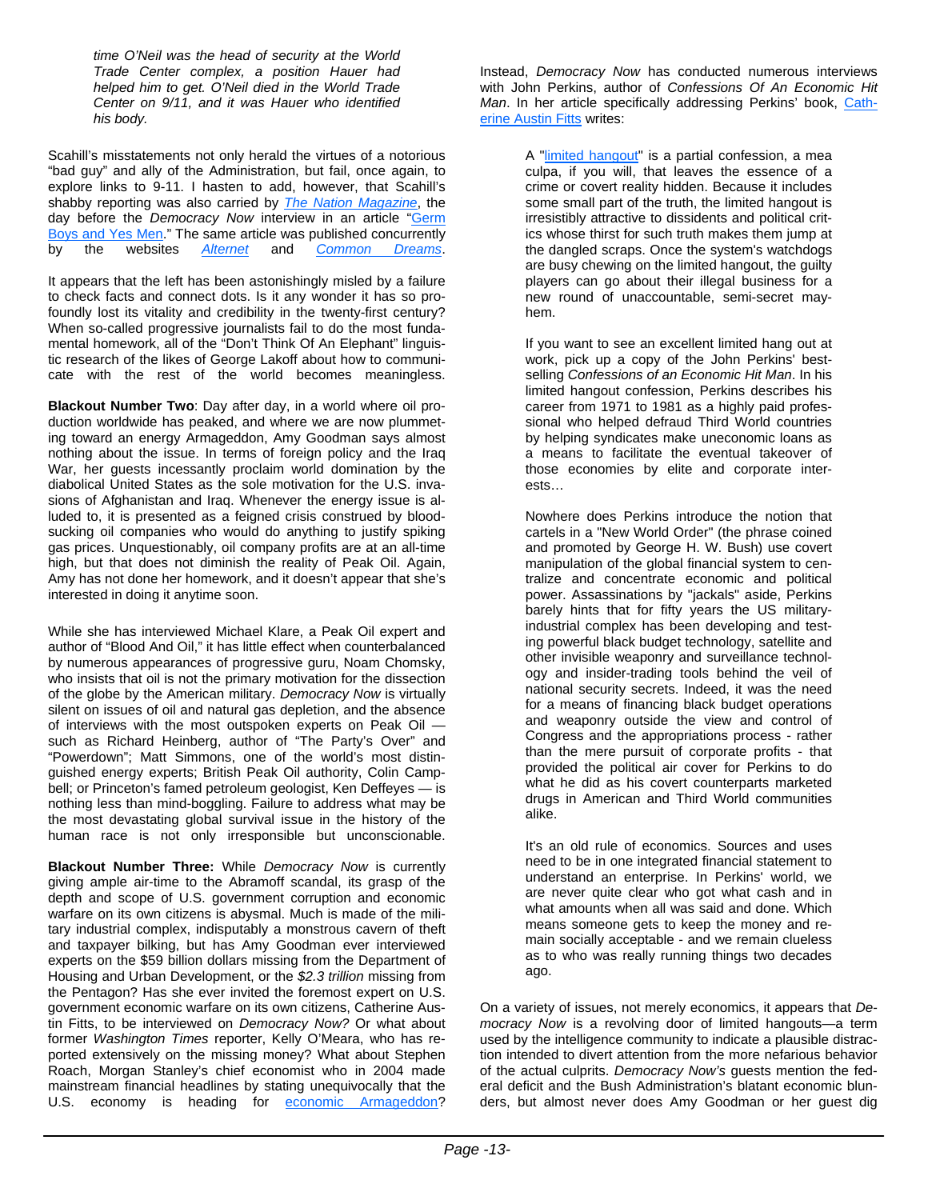*time O'Neil was the head of security at the World Trade Center complex, a position Hauer had helped him to get. O'Neil died in the World Trade Center on 9/11, and it was Hauer who identified his body.*

Scahill's misstatements not only herald the virtues of a notorious "bad guy" and ally of the Administration, but fail, once again, to explore links to 9-11. I hasten to add, however, that Scahill's shabby reporting was also carried by *The Nation Magazine*, the day before the *Democracy Now* interview in an article "Germ Boys and Yes Men." The same article was published concurrently by the websites *Alternet* and *Common Dreams*.

It appears that the left has been astonishingly misled by a failure to check facts and connect dots. Is it any wonder it has so profoundly lost its vitality and credibility in the twenty-first century? When so-called progressive journalists fail to do the most fundamental homework, all of the "Don't Think Of An Elephant" linguistic research of the likes of George Lakoff about how to communicate with the rest of the world becomes meaningless.

**Blackout Number Two**: Day after day, in a world where oil production worldwide has peaked, and where we are now plummeting toward an energy Armageddon, Amy Goodman says almost nothing about the issue. In terms of foreign policy and the Iraq War, her guests incessantly proclaim world domination by the diabolical United States as the sole motivation for the U.S. invasions of Afghanistan and Iraq. Whenever the energy issue is alluded to, it is presented as a feigned crisis construed by bloodsucking oil companies who would do anything to justify spiking gas prices. Unquestionably, oil company profits are at an all-time high, but that does not diminish the reality of Peak Oil. Again, Amy has not done her homework, and it doesn't appear that she's interested in doing it anytime soon.

While she has interviewed Michael Klare, a Peak Oil expert and author of "Blood And Oil," it has little effect when counterbalanced by numerous appearances of progressive guru, Noam Chomsky, who insists that oil is not the primary motivation for the dissection of the globe by the American military. *Democracy Now* is virtually silent on issues of oil and natural gas depletion, and the absence of interviews with the most outspoken experts on Peak Oil — such as Richard Heinberg, author of "The Party's Over" and "Powerdown"; Matt Simmons, one of the world's most distinguished energy experts; British Peak Oil authority, Colin Campbell; or Princeton's famed petroleum geologist, Ken Deffeyes — is nothing less than mind-boggling. Failure to address what may be the most devastating global survival issue in the history of the human race is not only irresponsible but unconscionable.

**Blackout Number Three:** While *Democracy Now* is currently giving ample air-time to the Abramoff scandal, its grasp of the depth and scope of U.S. government corruption and economic warfare on its own citizens is abysmal. Much is made of the military industrial complex, indisputably a monstrous cavern of theft and taxpayer bilking, but has Amy Goodman ever interviewed experts on the $59 billion dollars missing from the Department of Housing and Urban Development, or the *$2.3 trillion* missing from the Pentagon? Has she ever invited the foremost expert on U.S. government economic warfare on its own citizens, Catherine Austin Fitts, to be interviewed on *Democracy Now?* Or what about former *Washington Times* reporter, Kelly O'Meara, who has reported extensively on the missing money? What about Stephen Roach, Morgan Stanley's chief economist who in 2004 made mainstream financial headlines by stating unequivocally that the U.S. economy is heading for economic Armageddon? Instead, *Democracy Now* has conducted numerous interviews with John Perkins, author of *Confessions Of An Economic Hit Man*. In her article specifically addressing Perkins' book, Catherine Austin Fitts writes:

> A "limited hangout" is a partial confession, a mea culpa, if you will, that leaves the essence of a crime or covert reality hidden. Because it includes some small part of the truth, the limited hangout is irresistibly attractive to dissidents and political critics whose thirst for such truth makes them jump at the dangled scraps. Once the system's watchdogs are busy chewing on the limited hangout, the guilty players can go about their illegal business for a new round of unaccountable, semi-secret mayhem.
>
> If you want to see an excellent limited hang out at work, pick up a copy of the John Perkins' best-selling *Confessions of an Economic Hit Man*. In his limited hangout confession, Perkins describes his career from 1971 to 1981 as a highly paid professional who helped defraud Third World countries by helping syndicates make uneconomic loans as a means to facilitate the eventual takeover of those economies by elite and corporate interests…
>
> Nowhere does Perkins introduce the notion that cartels in a "New World Order" (the phrase coined and promoted by George H. W. Bush) use covert manipulation of the global financial system to centralize and concentrate economic and political power. Assassinations by "jackals" aside, Perkins barely hints that for fifty years the US military-industrial complex has been developing and testing powerful black budget technology, satellite and other invisible weaponry and surveillance technology and insider-trading tools behind the veil of national security secrets. Indeed, it was the need for a means of financing black budget operations and weaponry outside the view and control of Congress and the appropriations process - rather than the mere pursuit of corporate profits - that provided the political air cover for Perkins to do what he did as his covert counterparts marketed drugs in American and Third World communities alike.
>
> It's an old rule of economics. Sources and uses need to be in one integrated financial statement to understand an enterprise. In Perkins' world, we are never quite clear who got what cash and in what amounts when all was said and done. Which means someone gets to keep the money and remain socially acceptable - and we remain clueless as to who was really running things two decades ago.

On a variety of issues, not merely economics, it appears that *Democracy Now* is a revolving door of limited hangouts—a term used by the intelligence community to indicate a plausible distraction intended to divert attention from the more nefarious behavior of the actual culprits. *Democracy Now's* guests mention the federal deficit and the Bush Administration's blatant economic blunders, but almost never does Amy Goodman or her guest dig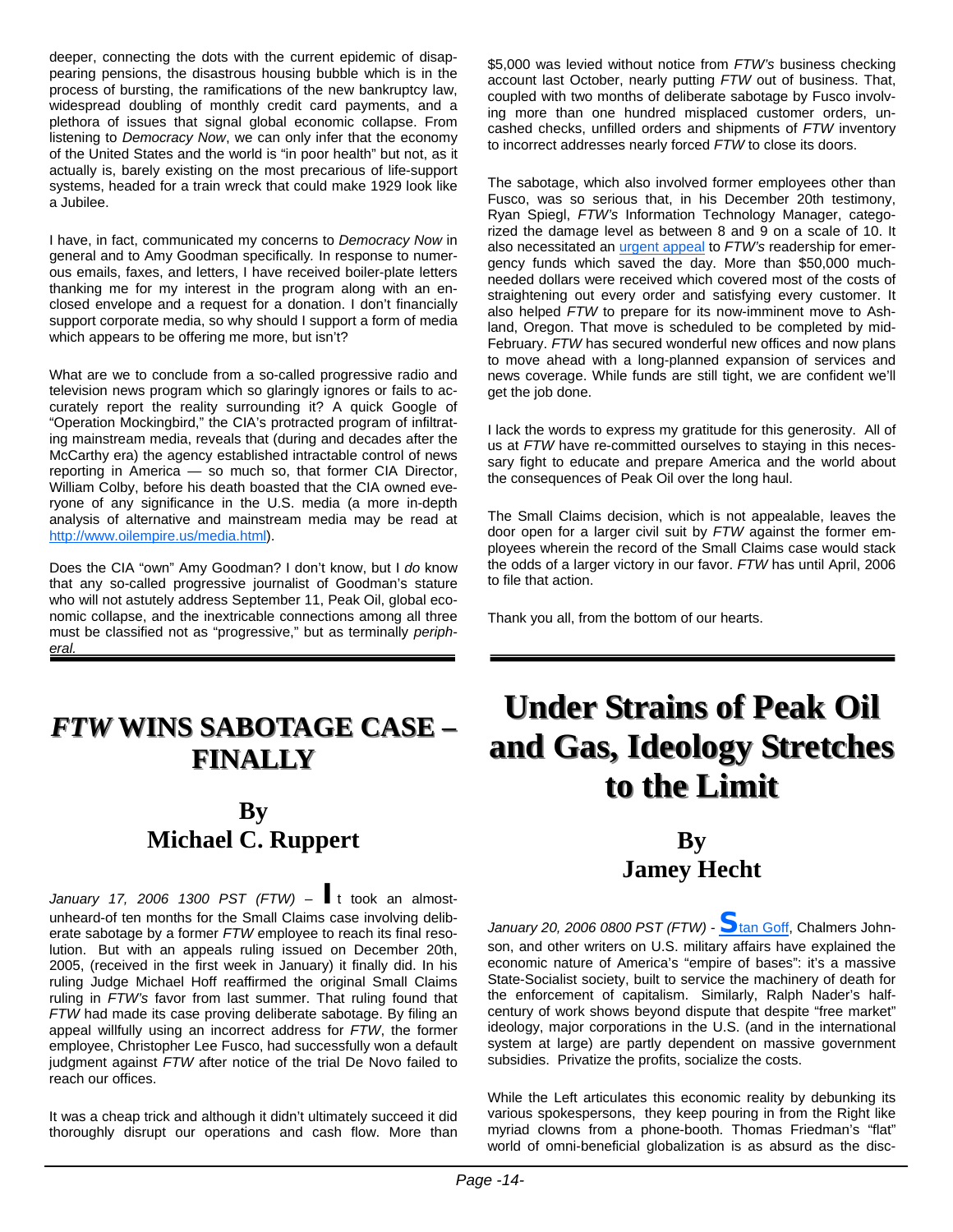deeper, connecting the dots with the current epidemic of disappearing pensions, the disastrous housing bubble which is in the process of bursting, the ramifications of the new bankruptcy law, widespread doubling of monthly credit card payments, and a plethora of issues that signal global economic collapse. From listening to *Democracy Now*, we can only infer that the economy of the United States and the world is "in poor health" but not, as it actually is, barely existing on the most precarious of life-support systems, headed for a train wreck that could make 1929 look like a Jubilee.

I have, in fact, communicated my concerns to *Democracy Now* in general and to Amy Goodman specifically. In response to numerous emails, faxes, and letters, I have received boiler-plate letters thanking me for my interest in the program along with an enclosed envelope and a request for a donation. I don't financially support corporate media, so why should I support a form of media which appears to be offering me more, but isn't?

What are we to conclude from a so-called progressive radio and television news program which so glaringly ignores or fails to accurately report the reality surrounding it? A quick Google of "Operation Mockingbird," the CIA's protracted program of infiltrating mainstream media, reveals that (during and decades after the McCarthy era) the agency established intractable control of news reporting in America — so much so, that former CIA Director, William Colby, before his death boasted that the CIA owned everyone of any significance in the U.S. media (a more in-depth analysis of alternative and mainstream media may be read at http://www.oilempire.us/media.html).

Does the CIA "own" Amy Goodman? I don't know, but I *do* know that any so-called progressive journalist of Goodman's stature who will not astutely address September 11, Peak Oil, global economic collapse, and the inextricable connections among all three must be classified not as "progressive," but as terminally *peripheral.*

# *FTW* WINS SABOTAGE CASE – FINALLY

## By Michael C. Ruppert

*January 17, 2006 1300 PST (FTW)* – It took an almost-unheard-of ten months for the Small Claims case involving deliberate sabotage by a former *FTW* employee to reach its final resolution. But with an appeals ruling issued on December 20th, 2005, (received in the first week in January) it finally did. In his ruling Judge Michael Hoff reaffirmed the original Small Claims ruling in *FTW's* favor from last summer. That ruling found that *FTW* had made its case proving deliberate sabotage. By filing an appeal willfully using an incorrect address for *FTW*, the former employee, Christopher Lee Fusco, had successfully won a default judgment against *FTW* after notice of the trial De Novo failed to reach our offices.

It was a cheap trick and although it didn't ultimately succeed it did thoroughly disrupt our operations and cash flow. More than $5,000 was levied without notice from *FTW's* business checking account last October, nearly putting *FTW* out of business. That, coupled with two months of deliberate sabotage by Fusco involving more than one hundred misplaced customer orders, uncashed checks, unfilled orders and shipments of *FTW* inventory to incorrect addresses nearly forced *FTW* to close its doors.

The sabotage, which also involved former employees other than Fusco, was so serious that, in his December 20th testimony, Ryan Spiegl, *FTW's* Information Technology Manager, categorized the damage level as between 8 and 9 on a scale of 10. It also necessitated an urgent appeal to *FTW's* readership for emergency funds which saved the day. More than $50,000 much-needed dollars were received which covered most of the costs of straightening out every order and satisfying every customer. It also helped *FTW* to prepare for its now-imminent move to Ashland, Oregon. That move is scheduled to be completed by mid-February. *FTW* has secured wonderful new offices and now plans to move ahead with a long-planned expansion of services and news coverage. While funds are still tight, we are confident we'll get the job done.

I lack the words to express my gratitude for this generosity. All of us at *FTW* have re-committed ourselves to staying in this necessary fight to educate and prepare America and the world about the consequences of Peak Oil over the long haul.

The Small Claims decision, which is not appealable, leaves the door open for a larger civil suit by *FTW* against the former employees wherein the record of the Small Claims case would stack the odds of a larger victory in our favor. *FTW* has until April, 2006 to file that action.

Thank you all, from the bottom of our hearts.

# Under Strains of Peak Oil and Gas, Ideology Stretches to the Limit

## By Jamey Hecht

*January 20, 2006 0800 PST (FTW)* - Stan Goff, Chalmers Johnson, and other writers on U.S. military affairs have explained the economic nature of America's "empire of bases": it's a massive State-Socialist society, built to service the machinery of death for the enforcement of capitalism. Similarly, Ralph Nader's half-century of work shows beyond dispute that despite "free market" ideology, major corporations in the U.S. (and in the international system at large) are partly dependent on massive government subsidies. Privatize the profits, socialize the costs.

While the Left articulates this economic reality by debunking its various spokespersons, they keep pouring in from the Right like myriad clowns from a phone-booth. Thomas Friedman's "flat" world of omni-beneficial globalization is as absurd as the disc-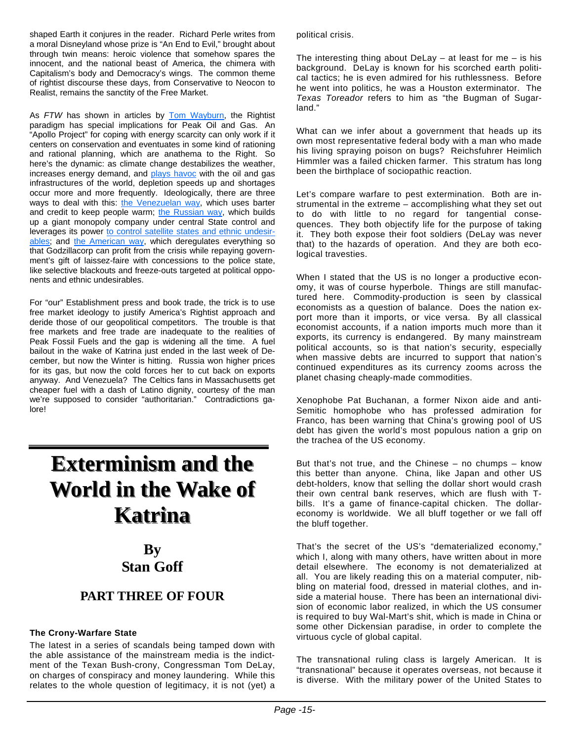shaped Earth it conjures in the reader. Richard Perle writes from a moral Disneyland whose prize is "An End to Evil," brought about through twin means: heroic violence that somehow spares the innocent, and the national beast of America, the chimera with Capitalism's body and Democracy's wings. The common theme of rightist discourse these days, from Conservative to Neocon to Realist, remains the sanctity of the Free Market.

As *FTW* has shown in articles by Tom Wayburn, the Rightist paradigm has special implications for Peak Oil and Gas. An "Apollo Project" for coping with energy scarcity can only work if it centers on conservation and eventuates in some kind of rationing and rational planning, which are anathema to the Right. So here's the dynamic: as climate change destabilizes the weather, increases energy demand, and plays havoc with the oil and gas infrastructures of the world, depletion speeds up and shortages occur more and more frequently. Ideologically, there are three ways to deal with this: the Venezuelan way, which uses barter and credit to keep people warm; the Russian way, which builds up a giant monopoly company under central State control and leverages its power to control satellite states and ethnic undesirables; and the American way, which deregulates everything so that Godzillacorp can profit from the crisis while repaying government's gift of laissez-faire with concessions to the police state, like selective blackouts and freeze-outs targeted at political opponents and ethnic undesirables.

For "our" Establishment press and book trade, the trick is to use free market ideology to justify America's Rightist approach and deride those of our geopolitical competitors. The trouble is that free markets and free trade are inadequate to the realities of Peak Fossil Fuels and the gap is widening all the time. A fuel bailout in the wake of Katrina just ended in the last week of December, but now the Winter is hitting. Russia won higher prices for its gas, but now the cold forces her to cut back on exports anyway. And Venezuela? The Celtics fans in Massachusetts get cheaper fuel with a dash of Latino dignity, courtesy of the man we're supposed to consider "authoritarian." Contradictions galore!

# Exterminism and the World in the Wake of Katrina

## By Stan Goff

### PART THREE OF FOUR

#### The Crony-Warfare State

The latest in a series of scandals being tamped down with the able assistance of the mainstream media is the indictment of the Texan Bush-crony, Congressman Tom DeLay, on charges of conspiracy and money laundering. While this relates to the whole question of legitimacy, it is not (yet) a political crisis.

The interesting thing about DeLay – at least for me – is his background. DeLay is known for his scorched earth political tactics; he is even admired for his ruthlessness. Before he went into politics, he was a Houston exterminator. The *Texas Toreador* refers to him as "the Bugman of Sugarland."

What can we infer about a government that heads up its own most representative federal body with a man who made his living spraying poison on bugs? Reichsfuhrer Heimlich Himmler was a failed chicken farmer. This stratum has long been the birthplace of sociopathic reaction.

Let's compare warfare to pest extermination. Both are instrumental in the extreme – accomplishing what they set out to do with little to no regard for tangential consequences. They both objectify life for the purpose of taking it. They both expose their foot soldiers (DeLay was never that) to the hazards of operation. And they are both ecological travesties.

When I stated that the US is no longer a productive economy, it was of course hyperbole. Things are still manufactured here. Commodity-production is seen by classical economists as a question of balance. Does the nation export more than it imports, or vice versa. By all classical economist accounts, if a nation imports much more than it exports, its currency is endangered. By many mainstream political accounts, so is that nation's security, especially when massive debts are incurred to support that nation's continued expenditures as its currency zooms across the planet chasing cheaply-made commodities.

Xenophobe Pat Buchanan, a former Nixon aide and anti-Semitic homophobe who has professed admiration for Franco, has been warning that China's growing pool of US debt has given the world's most populous nation a grip on the trachea of the US economy.

But that's not true, and the Chinese – no chumps – know this better than anyone. China, like Japan and other US debt-holders, know that selling the dollar short would crash their own central bank reserves, which are flush with T-bills. It's a game of finance-capital chicken. The dollar-economy is worldwide. We all bluff together or we fall off the bluff together.

That's the secret of the US's "dematerialized economy," which I, along with many others, have written about in more detail elsewhere. The economy is not dematerialized at all. You are likely reading this on a material computer, nibbling on material food, dressed in material clothes, and inside a material house. There has been an international division of economic labor realized, in which the US consumer is required to buy Wal-Mart's shit, which is made in China or some other Dickensian paradise, in order to complete the virtuous cycle of global capital.

The transnational ruling class is largely American. It is "transnational" because it operates overseas, not because it is diverse. With the military power of the United States to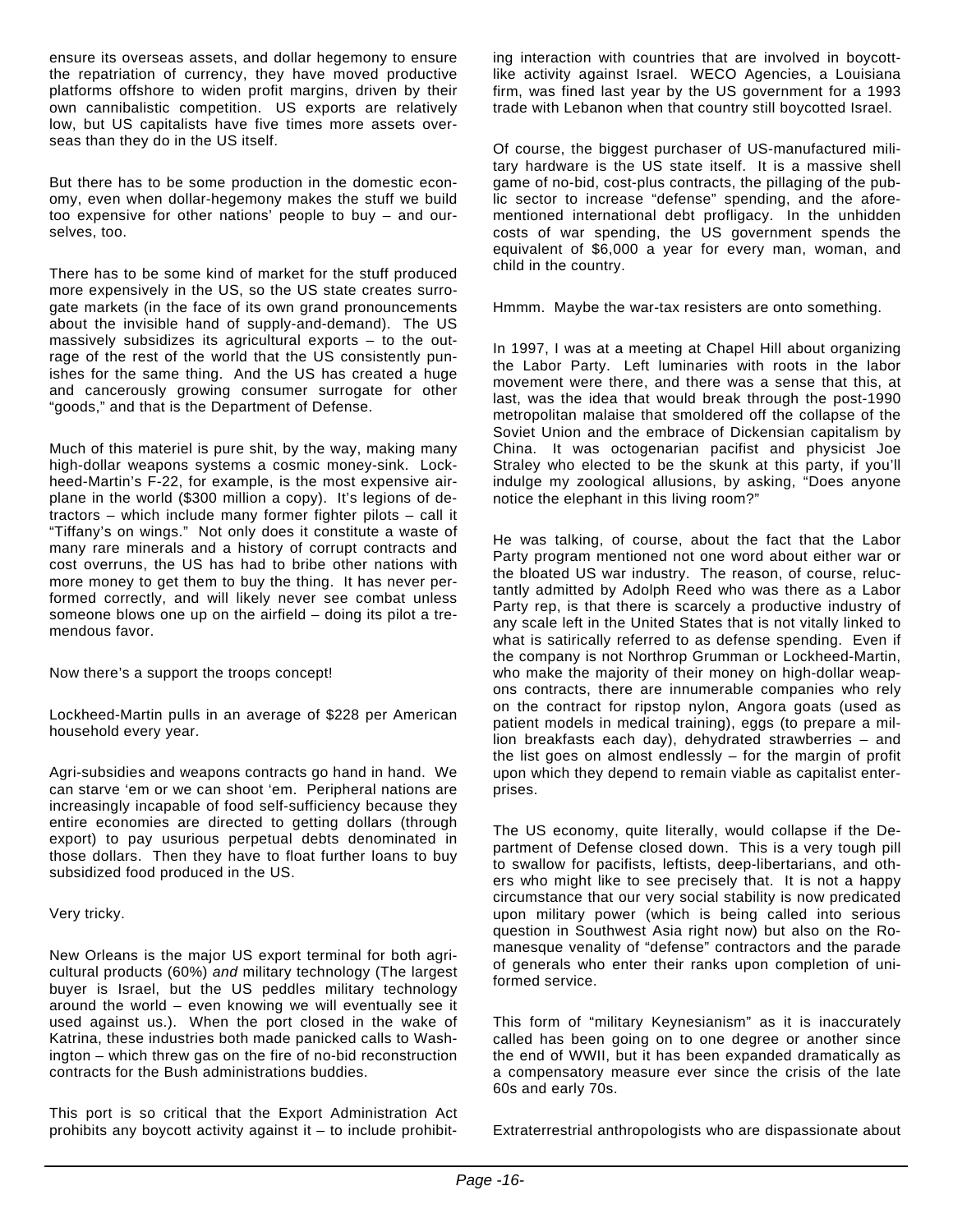ensure its overseas assets, and dollar hegemony to ensure the repatriation of currency, they have moved productive platforms offshore to widen profit margins, driven by their own cannibalistic competition. US exports are relatively low, but US capitalists have five times more assets overseas than they do in the US itself.

But there has to be some production in the domestic economy, even when dollar-hegemony makes the stuff we build too expensive for other nations' people to buy – and ourselves, too.

There has to be some kind of market for the stuff produced more expensively in the US, so the US state creates surrogate markets (in the face of its own grand pronouncements about the invisible hand of supply-and-demand). The US massively subsidizes its agricultural exports – to the outrage of the rest of the world that the US consistently punishes for the same thing. And the US has created a huge and cancerously growing consumer surrogate for other "goods," and that is the Department of Defense.

Much of this materiel is pure shit, by the way, making many high-dollar weapons systems a cosmic money-sink. Lockheed-Martin's F-22, for example, is the most expensive airplane in the world ($300 million a copy). It's legions of detractors – which include many former fighter pilots – call it "Tiffany's on wings." Not only does it constitute a waste of many rare minerals and a history of corrupt contracts and cost overruns, the US has had to bribe other nations with more money to get them to buy the thing. It has never performed correctly, and will likely never see combat unless someone blows one up on the airfield – doing its pilot a tremendous favor.

Now there's a support the troops concept!

Lockheed-Martin pulls in an average of $228 per American household every year.

Agri-subsidies and weapons contracts go hand in hand. We can starve 'em or we can shoot 'em. Peripheral nations are increasingly incapable of food self-sufficiency because they entire economies are directed to getting dollars (through export) to pay usurious perpetual debts denominated in those dollars. Then they have to float further loans to buy subsidized food produced in the US.

Very tricky.

New Orleans is the major US export terminal for both agricultural products (60%) *and* military technology (The largest buyer is Israel, but the US peddles military technology around the world – even knowing we will eventually see it used against us.). When the port closed in the wake of Katrina, these industries both made panicked calls to Washington – which threw gas on the fire of no-bid reconstruction contracts for the Bush administrations buddies.

This port is so critical that the Export Administration Act prohibits any boycott activity against it – to include prohibiting interaction with countries that are involved in boycott-like activity against Israel. WECO Agencies, a Louisiana firm, was fined last year by the US government for a 1993 trade with Lebanon when that country still boycotted Israel.

Of course, the biggest purchaser of US-manufactured military hardware is the US state itself. It is a massive shell game of no-bid, cost-plus contracts, the pillaging of the public sector to increase "defense" spending, and the aforementioned international debt profligacy. In the unhidden costs of war spending, the US government spends the equivalent of $6,000 a year for every man, woman, and child in the country.

Hmmm. Maybe the war-tax resisters are onto something.

In 1997, I was at a meeting at Chapel Hill about organizing the Labor Party. Left luminaries with roots in the labor movement were there, and there was a sense that this, at last, was the idea that would break through the post-1990 metropolitan malaise that smoldered off the collapse of the Soviet Union and the embrace of Dickensian capitalism by China. It was octogenarian pacifist and physicist Joe Straley who elected to be the skunk at this party, if you'll indulge my zoological allusions, by asking, "Does anyone notice the elephant in this living room?"

He was talking, of course, about the fact that the Labor Party program mentioned not one word about either war or the bloated US war industry. The reason, of course, reluctantly admitted by Adolph Reed who was there as a Labor Party rep, is that there is scarcely a productive industry of any scale left in the United States that is not vitally linked to what is satirically referred to as defense spending. Even if the company is not Northrop Grumman or Lockheed-Martin, who make the majority of their money on high-dollar weapons contracts, there are innumerable companies who rely on the contract for ripstop nylon, Angora goats (used as patient models in medical training), eggs (to prepare a million breakfasts each day), dehydrated strawberries – and the list goes on almost endlessly – for the margin of profit upon which they depend to remain viable as capitalist enterprises.

The US economy, quite literally, would collapse if the Department of Defense closed down. This is a very tough pill to swallow for pacifists, leftists, deep-libertarians, and others who might like to see precisely that. It is not a happy circumstance that our very social stability is now predicated upon military power (which is being called into serious question in Southwest Asia right now) but also on the Romanesque venality of "defense" contractors and the parade of generals who enter their ranks upon completion of uniformed service.

This form of "military Keynesianism" as it is inaccurately called has been going on to one degree or another since the end of WWII, but it has been expanded dramatically as a compensatory measure ever since the crisis of the late 60s and early 70s.

Extraterrestrial anthropologists who are dispassionate about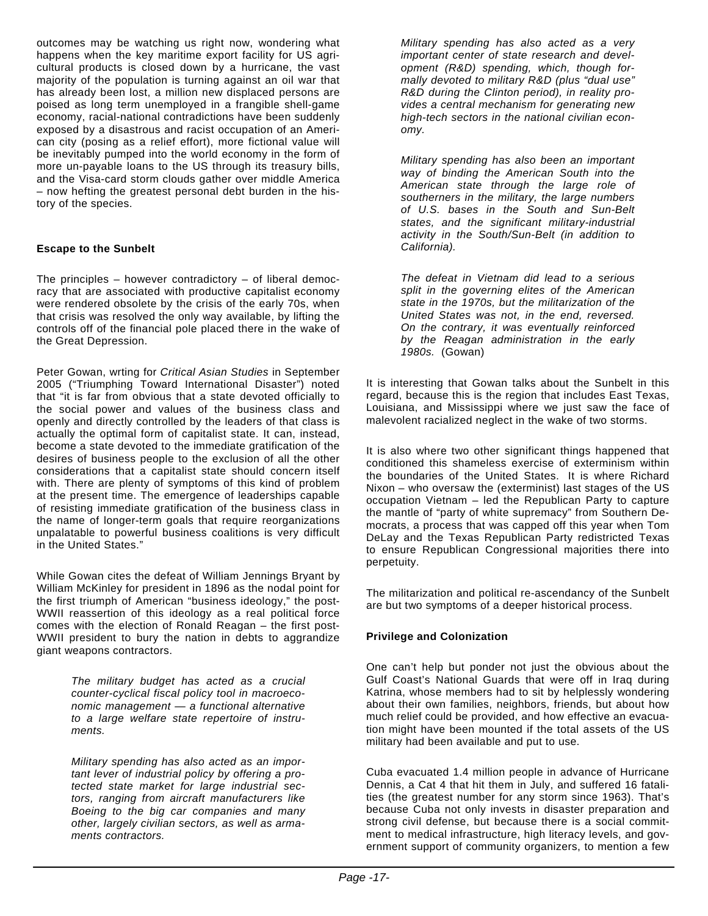outcomes may be watching us right now, wondering what happens when the key maritime export facility for US agricultural products is closed down by a hurricane, the vast majority of the population is turning against an oil war that has already been lost, a million new displaced persons are poised as long term unemployed in a frangible shell-game economy, racial-national contradictions have been suddenly exposed by a disastrous and racist occupation of an American city (posing as a relief effort), more fictional value will be inevitably pumped into the world economy in the form of more un-payable loans to the US through its treasury bills, and the Visa-card storm clouds gather over middle America – now hefting the greatest personal debt burden in the history of the species.

**Escape to the Sunbelt**

The principles – however contradictory – of liberal democracy that are associated with productive capitalist economy were rendered obsolete by the crisis of the early 70s, when that crisis was resolved the only way available, by lifting the controls off of the financial pole placed there in the wake of the Great Depression.

Peter Gowan, wrting for *Critical Asian Studies* in September 2005 ("Triumphing Toward International Disaster") noted that "it is far from obvious that a state devoted officially to the social power and values of the business class and openly and directly controlled by the leaders of that class is actually the optimal form of capitalist state. It can, instead, become a state devoted to the immediate gratification of the desires of business people to the exclusion of all the other considerations that a capitalist state should concern itself with. There are plenty of symptoms of this kind of problem at the present time. The emergence of leaderships capable of resisting immediate gratification of the business class in the name of longer-term goals that require reorganizations unpalatable to powerful business coalitions is very difficult in the United States."

While Gowan cites the defeat of William Jennings Bryant by William McKinley for president in 1896 as the nodal point for the first triumph of American "business ideology," the post-WWII reassertion of this ideology as a real political force comes with the election of Ronald Reagan – the first post-WWII president to bury the nation in debts to aggrandize giant weapons contractors.

> *The military budget has acted as a crucial counter-cyclical fiscal policy tool in macroeconomic management — a functional alternative to a large welfare state repertoire of instruments.*
>
> *Military spending has also acted as an important lever of industrial policy by offering a protected state market for large industrial sectors, ranging from aircraft manufacturers like Boeing to the big car companies and many other, largely civilian sectors, as well as armaments contractors.*
>
> *Military spending has also acted as a very important center of state research and development (R&D) spending, which, though formally devoted to military R&D (plus "dual use" R&D during the Clinton period), in reality provides a central mechanism for generating new high-tech sectors in the national civilian economy.*
>
> *Military spending has also been an important way of binding the American South into the American state through the large role of southerners in the military, the large numbers of U.S. bases in the South and Sun-Belt states, and the significant military-industrial activity in the South/Sun-Belt (in addition to California).*
>
> *The defeat in Vietnam did lead to a serious split in the governing elites of the American state in the 1970s, but the militarization of the United States was not, in the end, reversed. On the contrary, it was eventually reinforced by the Reagan administration in the early 1980s.* (Gowan)

It is interesting that Gowan talks about the Sunbelt in this regard, because this is the region that includes East Texas, Louisiana, and Mississippi where we just saw the face of malevolent racialized neglect in the wake of two storms.

It is also where two other significant things happened that conditioned this shameless exercise of exterminism within the boundaries of the United States. It is where Richard Nixon – who oversaw the (exterminist) last stages of the US occupation Vietnam – led the Republican Party to capture the mantle of "party of white supremacy" from Southern Democrats, a process that was capped off this year when Tom DeLay and the Texas Republican Party redistricted Texas to ensure Republican Congressional majorities there into perpetuity.

The militarization and political re-ascendancy of the Sunbelt are but two symptoms of a deeper historical process.

**Privilege and Colonization**

One can't help but ponder not just the obvious about the Gulf Coast's National Guards that were off in Iraq during Katrina, whose members had to sit by helplessly wondering about their own families, neighbors, friends, but about how much relief could be provided, and how effective an evacuation might have been mounted if the total assets of the US military had been available and put to use.

Cuba evacuated 1.4 million people in advance of Hurricane Dennis, a Cat 4 that hit them in July, and suffered 16 fatalities (the greatest number for any storm since 1963). That's because Cuba not only invests in disaster preparation and strong civil defense, but because there is a social commitment to medical infrastructure, high literacy levels, and government support of community organizers, to mention a few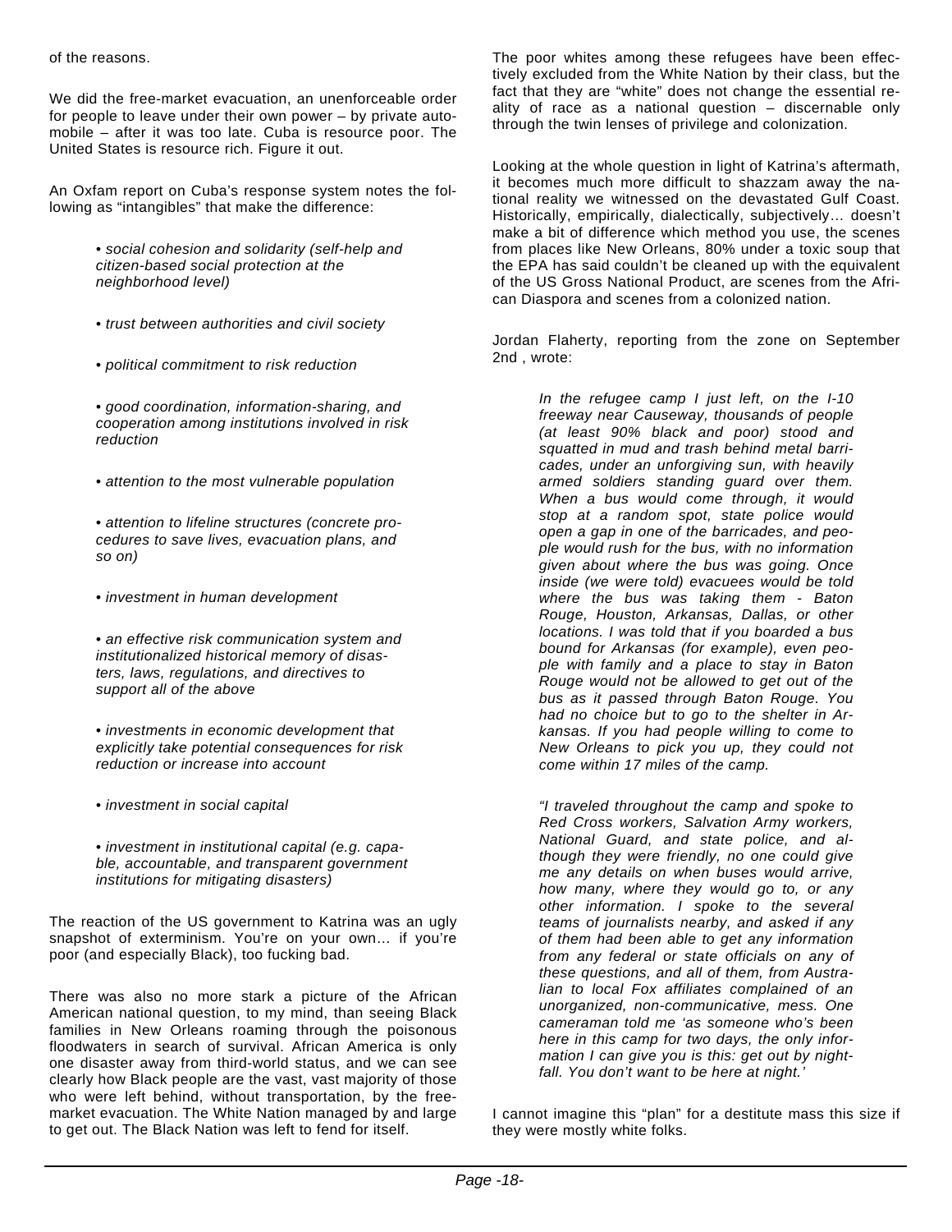of the reasons.

We did the free-market evacuation, an unenforceable order for people to leave under their own power – by private automobile – after it was too late. Cuba is resource poor. The United States is resource rich. Figure it out.

An Oxfam report on Cuba's response system notes the following as "intangibles" that make the difference:

- *social cohesion and solidarity (self-help and citizen-based social protection at the neighborhood level)*
- *trust between authorities and civil society*
- *political commitment to risk reduction*
- *good coordination, information-sharing, and cooperation among institutions involved in risk reduction*
- *attention to the most vulnerable population*
- *attention to lifeline structures (concrete procedures to save lives, evacuation plans, and so on)*
- *investment in human development*
- *an effective risk communication system and institutionalized historical memory of disasters, laws, regulations, and directives to support all of the above*
- *investments in economic development that explicitly take potential consequences for risk reduction or increase into account*
- *investment in social capital*
- *investment in institutional capital (e.g. capable, accountable, and transparent government institutions for mitigating disasters)*

The reaction of the US government to Katrina was an ugly snapshot of exterminism. You're on your own… if you're poor (and especially Black), too fucking bad.

There was also no more stark a picture of the African American national question, to my mind, than seeing Black families in New Orleans roaming through the poisonous floodwaters in search of survival. African America is only one disaster away from third-world status, and we can see clearly how Black people are the vast, vast majority of those who were left behind, without transportation, by the free-market evacuation. The White Nation managed by and large to get out. The Black Nation was left to fend for itself.

The poor whites among these refugees have been effectively excluded from the White Nation by their class, but the fact that they are "white" does not change the essential reality of race as a national question – discernable only through the twin lenses of privilege and colonization.

Looking at the whole question in light of Katrina's aftermath, it becomes much more difficult to shazzam away the national reality we witnessed on the devastated Gulf Coast. Historically, empirically, dialectically, subjectively… doesn't make a bit of difference which method you use, the scenes from places like New Orleans, 80% under a toxic soup that the EPA has said couldn't be cleaned up with the equivalent of the US Gross National Product, are scenes from the African Diaspora and scenes from a colonized nation.

Jordan Flaherty, reporting from the zone on September 2nd , wrote:

> *In the refugee camp I just left, on the I-10 freeway near Causeway, thousands of people (at least 90% black and poor) stood and squatted in mud and trash behind metal barricades, under an unforgiving sun, with heavily armed soldiers standing guard over them. When a bus would come through, it would stop at a random spot, state police would open a gap in one of the barricades, and people would rush for the bus, with no information given about where the bus was going. Once inside (we were told) evacuees would be told where the bus was taking them - Baton Rouge, Houston, Arkansas, Dallas, or other locations. I was told that if you boarded a bus bound for Arkansas (for example), even people with family and a place to stay in Baton Rouge would not be allowed to get out of the bus as it passed through Baton Rouge. You had no choice but to go to the shelter in Arkansas. If you had people willing to come to New Orleans to pick you up, they could not come within 17 miles of the camp.*
>
> *"I traveled throughout the camp and spoke to Red Cross workers, Salvation Army workers, National Guard, and state police, and although they were friendly, no one could give me any details on when buses would arrive, how many, where they would go to, or any other information. I spoke to the several teams of journalists nearby, and asked if any of them had been able to get any information from any federal or state officials on any of these questions, and all of them, from Australian to local Fox affiliates complained of an unorganized, non-communicative, mess. One cameraman told me 'as someone who's been here in this camp for two days, the only information I can give you is this: get out by nightfall. You don't want to be here at night.'*

I cannot imagine this "plan" for a destitute mass this size if they were mostly white folks.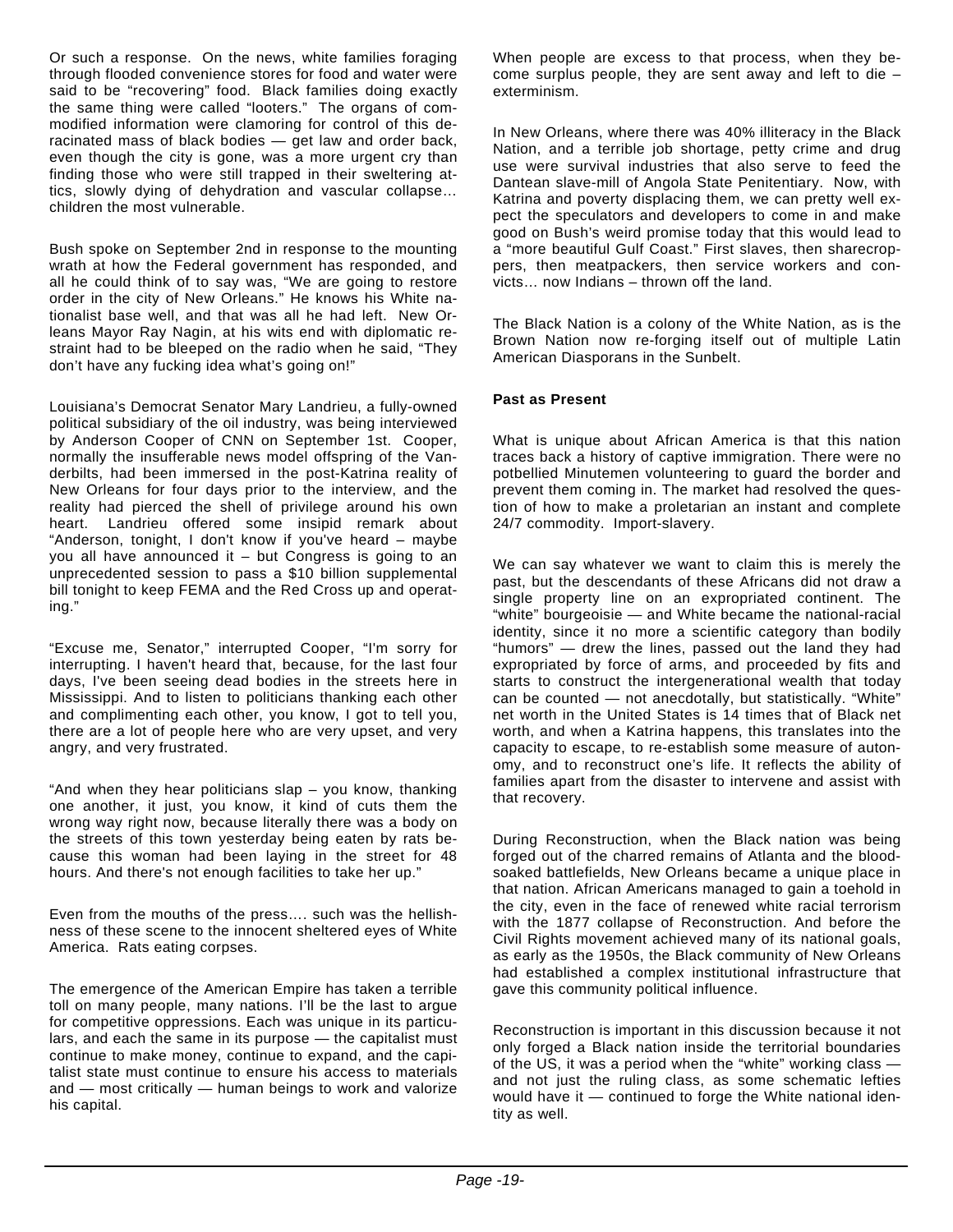Or such a response. On the news, white families foraging through flooded convenience stores for food and water were said to be "recovering" food. Black families doing exactly the same thing were called "looters." The organs of commodified information were clamoring for control of this deracinated mass of black bodies — get law and order back, even though the city is gone, was a more urgent cry than finding those who were still trapped in their sweltering attics, slowly dying of dehydration and vascular collapse… children the most vulnerable.

Bush spoke on September 2nd in response to the mounting wrath at how the Federal government has responded, and all he could think of to say was, "We are going to restore order in the city of New Orleans." He knows his White nationalist base well, and that was all he had left. New Orleans Mayor Ray Nagin, at his wits end with diplomatic restraint had to be bleeped on the radio when he said, "They don't have any fucking idea what's going on!"

Louisiana's Democrat Senator Mary Landrieu, a fully-owned political subsidiary of the oil industry, was being interviewed by Anderson Cooper of CNN on September 1st. Cooper, normally the insufferable news model offspring of the Vanderbilts, had been immersed in the post-Katrina reality of New Orleans for four days prior to the interview, and the reality had pierced the shell of privilege around his own heart. Landrieu offered some insipid remark about "Anderson, tonight, I don't know if you've heard – maybe you all have announced it – but Congress is going to an unprecedented session to pass a $10 billion supplemental bill tonight to keep FEMA and the Red Cross up and operating."

"Excuse me, Senator," interrupted Cooper, "I'm sorry for interrupting. I haven't heard that, because, for the last four days, I've been seeing dead bodies in the streets here in Mississippi. And to listen to politicians thanking each other and complimenting each other, you know, I got to tell you, there are a lot of people here who are very upset, and very angry, and very frustrated.

"And when they hear politicians slap – you know, thanking one another, it just, you know, it kind of cuts them the wrong way right now, because literally there was a body on the streets of this town yesterday being eaten by rats because this woman had been laying in the street for 48 hours. And there's not enough facilities to take her up."

Even from the mouths of the press…. such was the hellishness of these scene to the innocent sheltered eyes of White America. Rats eating corpses.

The emergence of the American Empire has taken a terrible toll on many people, many nations. I'll be the last to argue for competitive oppressions. Each was unique in its particulars, and each the same in its purpose — the capitalist must continue to make money, continue to expand, and the capitalist state must continue to ensure his access to materials and — most critically — human beings to work and valorize his capital.

When people are excess to that process, when they become surplus people, they are sent away and left to die – exterminism.

In New Orleans, where there was 40% illiteracy in the Black Nation, and a terrible job shortage, petty crime and drug use were survival industries that also serve to feed the Dantean slave-mill of Angola State Penitentiary. Now, with Katrina and poverty displacing them, we can pretty well expect the speculators and developers to come in and make good on Bush's weird promise today that this would lead to a "more beautiful Gulf Coast." First slaves, then sharecroppers, then meatpackers, then service workers and convicts… now Indians – thrown off the land.

The Black Nation is a colony of the White Nation, as is the Brown Nation now re-forging itself out of multiple Latin American Diasporans in the Sunbelt.

**Past as Present**

What is unique about African America is that this nation traces back a history of captive immigration. There were no potbellied Minutemen volunteering to guard the border and prevent them coming in. The market had resolved the question of how to make a proletarian an instant and complete 24/7 commodity. Import-slavery.

We can say whatever we want to claim this is merely the past, but the descendants of these Africans did not draw a single property line on an expropriated continent. The "white" bourgeoisie — and White became the national-racial identity, since it no more a scientific category than bodily "humors" — drew the lines, passed out the land they had expropriated by force of arms, and proceeded by fits and starts to construct the intergenerational wealth that today can be counted — not anecdotally, but statistically. "White" net worth in the United States is 14 times that of Black net worth, and when a Katrina happens, this translates into the capacity to escape, to re-establish some measure of autonomy, and to reconstruct one's life. It reflects the ability of families apart from the disaster to intervene and assist with that recovery.

During Reconstruction, when the Black nation was being forged out of the charred remains of Atlanta and the blood-soaked battlefields, New Orleans became a unique place in that nation. African Americans managed to gain a toehold in the city, even in the face of renewed white racial terrorism with the 1877 collapse of Reconstruction. And before the Civil Rights movement achieved many of its national goals, as early as the 1950s, the Black community of New Orleans had established a complex institutional infrastructure that gave this community political influence.

Reconstruction is important in this discussion because it not only forged a Black nation inside the territorial boundaries of the US, it was a period when the "white" working class — and not just the ruling class, as some schematic lefties would have it — continued to forge the White national identity as well.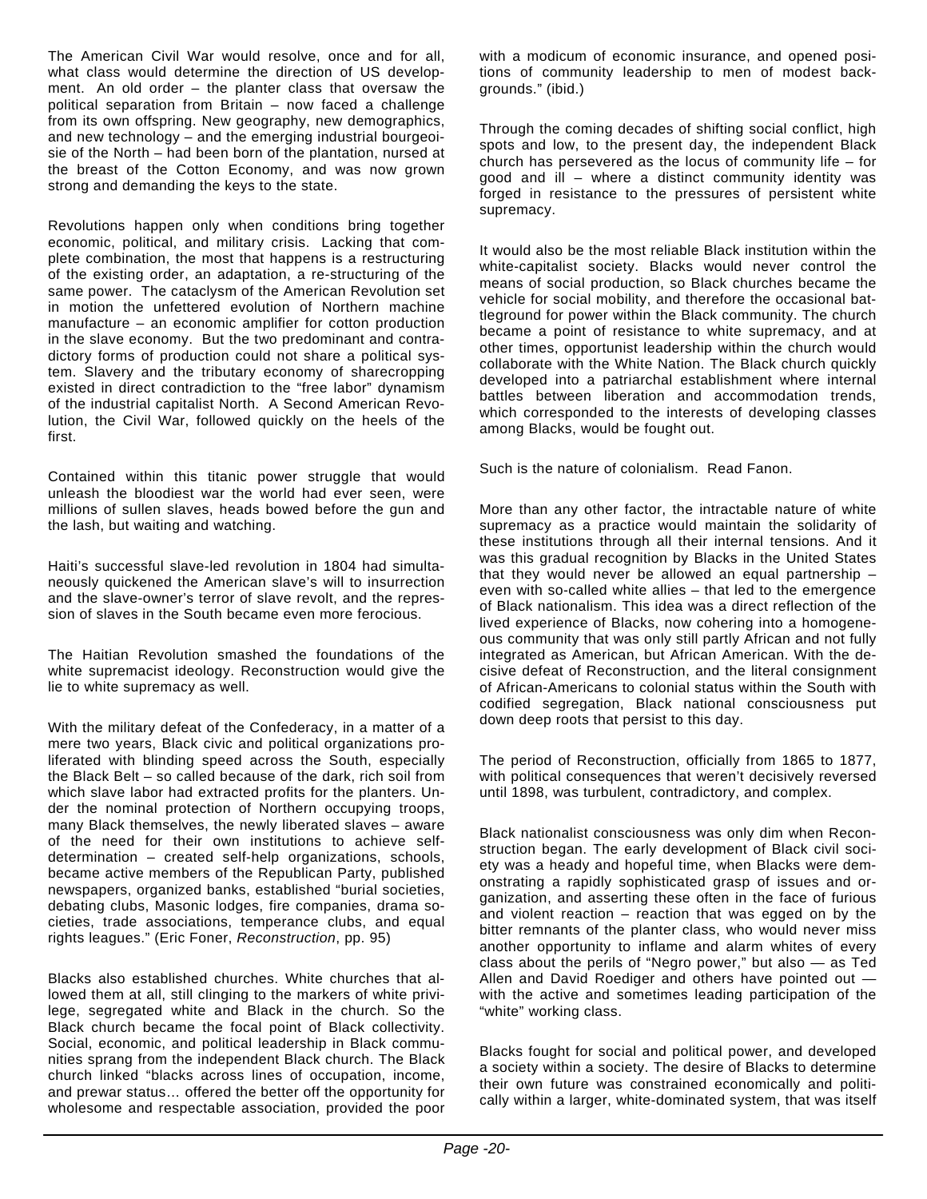The American Civil War would resolve, once and for all, what class would determine the direction of US development. An old order – the planter class that oversaw the political separation from Britain – now faced a challenge from its own offspring. New geography, new demographics, and new technology – and the emerging industrial bourgeoisie of the North – had been born of the plantation, nursed at the breast of the Cotton Economy, and was now grown strong and demanding the keys to the state.

Revolutions happen only when conditions bring together economic, political, and military crisis. Lacking that complete combination, the most that happens is a restructuring of the existing order, an adaptation, a re-structuring of the same power. The cataclysm of the American Revolution set in motion the unfettered evolution of Northern machine manufacture – an economic amplifier for cotton production in the slave economy. But the two predominant and contradictory forms of production could not share a political system. Slavery and the tributary economy of sharecropping existed in direct contradiction to the "free labor" dynamism of the industrial capitalist North. A Second American Revolution, the Civil War, followed quickly on the heels of the first.

Contained within this titanic power struggle that would unleash the bloodiest war the world had ever seen, were millions of sullen slaves, heads bowed before the gun and the lash, but waiting and watching.

Haiti's successful slave-led revolution in 1804 had simultaneously quickened the American slave's will to insurrection and the slave-owner's terror of slave revolt, and the repression of slaves in the South became even more ferocious.

The Haitian Revolution smashed the foundations of the white supremacist ideology. Reconstruction would give the lie to white supremacy as well.

With the military defeat of the Confederacy, in a matter of a mere two years, Black civic and political organizations proliferated with blinding speed across the South, especially the Black Belt – so called because of the dark, rich soil from which slave labor had extracted profits for the planters. Under the nominal protection of Northern occupying troops, many Black themselves, the newly liberated slaves – aware of the need for their own institutions to achieve self-determination – created self-help organizations, schools, became active members of the Republican Party, published newspapers, organized banks, established "burial societies, debating clubs, Masonic lodges, fire companies, drama societies, trade associations, temperance clubs, and equal rights leagues." (Eric Foner, *Reconstruction*, pp. 95)

Blacks also established churches. White churches that allowed them at all, still clinging to the markers of white privilege, segregated white and Black in the church. So the Black church became the focal point of Black collectivity. Social, economic, and political leadership in Black communities sprang from the independent Black church. The Black church linked "blacks across lines of occupation, income, and prewar status… offered the better off the opportunity for wholesome and respectable association, provided the poor with a modicum of economic insurance, and opened positions of community leadership to men of modest backgrounds." (ibid.)

Through the coming decades of shifting social conflict, high spots and low, to the present day, the independent Black church has persevered as the locus of community life – for good and ill – where a distinct community identity was forged in resistance to the pressures of persistent white supremacy.

It would also be the most reliable Black institution within the white-capitalist society. Blacks would never control the means of social production, so Black churches became the vehicle for social mobility, and therefore the occasional battleground for power within the Black community. The church became a point of resistance to white supremacy, and at other times, opportunist leadership within the church would collaborate with the White Nation. The Black church quickly developed into a patriarchal establishment where internal battles between liberation and accommodation trends, which corresponded to the interests of developing classes among Blacks, would be fought out.

Such is the nature of colonialism. Read Fanon.

More than any other factor, the intractable nature of white supremacy as a practice would maintain the solidarity of these institutions through all their internal tensions. And it was this gradual recognition by Blacks in the United States that they would never be allowed an equal partnership – even with so-called white allies – that led to the emergence of Black nationalism. This idea was a direct reflection of the lived experience of Blacks, now cohering into a homogeneous community that was only still partly African and not fully integrated as American, but African American. With the decisive defeat of Reconstruction, and the literal consignment of African-Americans to colonial status within the South with codified segregation, Black national consciousness put down deep roots that persist to this day.

The period of Reconstruction, officially from 1865 to 1877, with political consequences that weren't decisively reversed until 1898, was turbulent, contradictory, and complex.

Black nationalist consciousness was only dim when Reconstruction began. The early development of Black civil society was a heady and hopeful time, when Blacks were demonstrating a rapidly sophisticated grasp of issues and organization, and asserting these often in the face of furious and violent reaction – reaction that was egged on by the bitter remnants of the planter class, who would never miss another opportunity to inflame and alarm whites of every class about the perils of "Negro power," but also — as Ted Allen and David Roediger and others have pointed out — with the active and sometimes leading participation of the "white" working class.

Blacks fought for social and political power, and developed a society within a society. The desire of Blacks to determine their own future was constrained economically and politically within a larger, white-dominated system, that was itself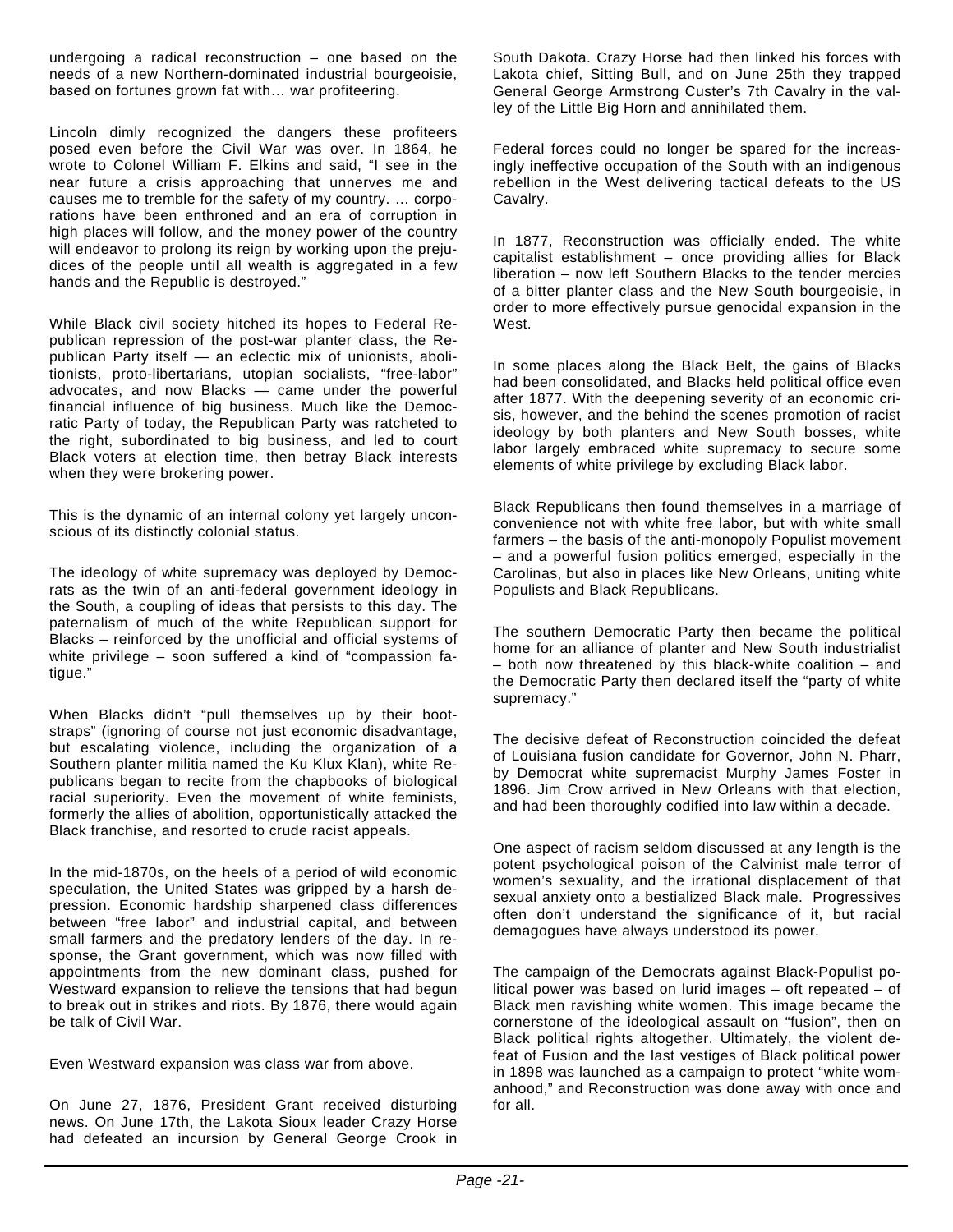undergoing a radical reconstruction – one based on the needs of a new Northern-dominated industrial bourgeoisie, based on fortunes grown fat with… war profiteering.

Lincoln dimly recognized the dangers these profiteers posed even before the Civil War was over. In 1864, he wrote to Colonel William F. Elkins and said, "I see in the near future a crisis approaching that unnerves me and causes me to tremble for the safety of my country. ... corporations have been enthroned and an era of corruption in high places will follow, and the money power of the country will endeavor to prolong its reign by working upon the prejudices of the people until all wealth is aggregated in a few hands and the Republic is destroyed."

While Black civil society hitched its hopes to Federal Republican repression of the post-war planter class, the Republican Party itself — an eclectic mix of unionists, abolitionists, proto-libertarians, utopian socialists, "free-labor" advocates, and now Blacks — came under the powerful financial influence of big business. Much like the Democratic Party of today, the Republican Party was ratcheted to the right, subordinated to big business, and led to court Black voters at election time, then betray Black interests when they were brokering power.

This is the dynamic of an internal colony yet largely unconscious of its distinctly colonial status.

The ideology of white supremacy was deployed by Democrats as the twin of an anti-federal government ideology in the South, a coupling of ideas that persists to this day. The paternalism of much of the white Republican support for Blacks – reinforced by the unofficial and official systems of white privilege – soon suffered a kind of "compassion fatigue."

When Blacks didn't "pull themselves up by their bootstraps" (ignoring of course not just economic disadvantage, but escalating violence, including the organization of a Southern planter militia named the Ku Klux Klan), white Republicans began to recite from the chapbooks of biological racial superiority. Even the movement of white feminists, formerly the allies of abolition, opportunistically attacked the Black franchise, and resorted to crude racist appeals.

In the mid-1870s, on the heels of a period of wild economic speculation, the United States was gripped by a harsh depression. Economic hardship sharpened class differences between "free labor" and industrial capital, and between small farmers and the predatory lenders of the day. In response, the Grant government, which was now filled with appointments from the new dominant class, pushed for Westward expansion to relieve the tensions that had begun to break out in strikes and riots. By 1876, there would again be talk of Civil War.

Even Westward expansion was class war from above.

On June 27, 1876, President Grant received disturbing news. On June 17th, the Lakota Sioux leader Crazy Horse had defeated an incursion by General George Crook in South Dakota. Crazy Horse had then linked his forces with Lakota chief, Sitting Bull, and on June 25th they trapped General George Armstrong Custer's 7th Cavalry in the valley of the Little Big Horn and annihilated them.

Federal forces could no longer be spared for the increasingly ineffective occupation of the South with an indigenous rebellion in the West delivering tactical defeats to the US Cavalry.

In 1877, Reconstruction was officially ended. The white capitalist establishment – once providing allies for Black liberation – now left Southern Blacks to the tender mercies of a bitter planter class and the New South bourgeoisie, in order to more effectively pursue genocidal expansion in the West.

In some places along the Black Belt, the gains of Blacks had been consolidated, and Blacks held political office even after 1877. With the deepening severity of an economic crisis, however, and the behind the scenes promotion of racist ideology by both planters and New South bosses, white labor largely embraced white supremacy to secure some elements of white privilege by excluding Black labor.

Black Republicans then found themselves in a marriage of convenience not with white free labor, but with white small farmers – the basis of the anti-monopoly Populist movement – and a powerful fusion politics emerged, especially in the Carolinas, but also in places like New Orleans, uniting white Populists and Black Republicans.

The southern Democratic Party then became the political home for an alliance of planter and New South industrialist – both now threatened by this black-white coalition – and the Democratic Party then declared itself the "party of white supremacy."

The decisive defeat of Reconstruction coincided the defeat of Louisiana fusion candidate for Governor, John N. Pharr, by Democrat white supremacist Murphy James Foster in 1896. Jim Crow arrived in New Orleans with that election, and had been thoroughly codified into law within a decade.

One aspect of racism seldom discussed at any length is the potent psychological poison of the Calvinist male terror of women's sexuality, and the irrational displacement of that sexual anxiety onto a bestialized Black male. Progressives often don't understand the significance of it, but racial demagogues have always understood its power.

The campaign of the Democrats against Black-Populist political power was based on lurid images – oft repeated – of Black men ravishing white women. This image became the cornerstone of the ideological assault on "fusion", then on Black political rights altogether. Ultimately, the violent defeat of Fusion and the last vestiges of Black political power in 1898 was launched as a campaign to protect "white womanhood," and Reconstruction was done away with once and for all.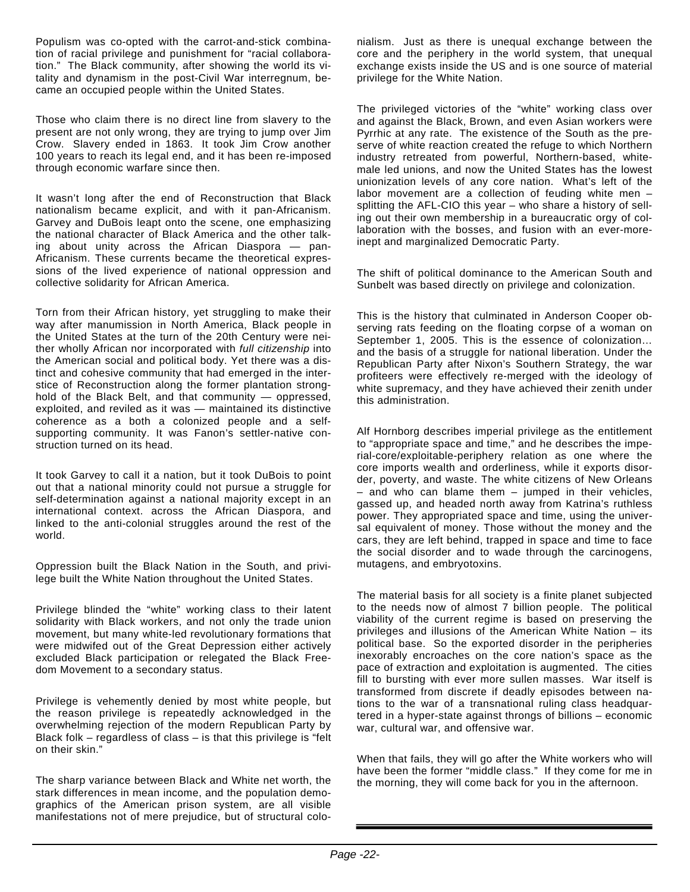Populism was co-opted with the carrot-and-stick combination of racial privilege and punishment for "racial collaboration." The Black community, after showing the world its vitality and dynamism in the post-Civil War interregnum, became an occupied people within the United States.

Those who claim there is no direct line from slavery to the present are not only wrong, they are trying to jump over Jim Crow. Slavery ended in 1863. It took Jim Crow another 100 years to reach its legal end, and it has been re-imposed through economic warfare since then.

It wasn't long after the end of Reconstruction that Black nationalism became explicit, and with it pan-Africanism. Garvey and DuBois leapt onto the scene, one emphasizing the national character of Black America and the other talking about unity across the African Diaspora — pan-Africanism. These currents became the theoretical expressions of the lived experience of national oppression and collective solidarity for African America.

Torn from their African history, yet struggling to make their way after manumission in North America, Black people in the United States at the turn of the 20th Century were neither wholly African nor incorporated with *full citizenship* into the American social and political body. Yet there was a distinct and cohesive community that had emerged in the interstice of Reconstruction along the former plantation stronghold of the Black Belt, and that community — oppressed, exploited, and reviled as it was — maintained its distinctive coherence as a both a colonized people and a self-supporting community. It was Fanon's settler-native construction turned on its head.

It took Garvey to call it a nation, but it took DuBois to point out that a national minority could not pursue a struggle for self-determination against a national majority except in an international context. across the African Diaspora, and linked to the anti-colonial struggles around the rest of the world.

Oppression built the Black Nation in the South, and privilege built the White Nation throughout the United States.

Privilege blinded the "white" working class to their latent solidarity with Black workers, and not only the trade union movement, but many white-led revolutionary formations that were midwifed out of the Great Depression either actively excluded Black participation or relegated the Black Freedom Movement to a secondary status.

Privilege is vehemently denied by most white people, but the reason privilege is repeatedly acknowledged in the overwhelming rejection of the modern Republican Party by Black folk – regardless of class – is that this privilege is "felt on their skin."

The sharp variance between Black and White net worth, the stark differences in mean income, and the population demographics of the American prison system, are all visible manifestations not of mere prejudice, but of structural colonialism. Just as there is unequal exchange between the core and the periphery in the world system, that unequal exchange exists inside the US and is one source of material privilege for the White Nation.

The privileged victories of the "white" working class over and against the Black, Brown, and even Asian workers were Pyrrhic at any rate. The existence of the South as the preserve of white reaction created the refuge to which Northern industry retreated from powerful, Northern-based, white-male led unions, and now the United States has the lowest unionization levels of any core nation. What's left of the labor movement are a collection of feuding white men – splitting the AFL-CIO this year – who share a history of selling out their own membership in a bureaucratic orgy of collaboration with the bosses, and fusion with an ever-more-inept and marginalized Democratic Party.

The shift of political dominance to the American South and Sunbelt was based directly on privilege and colonization.

This is the history that culminated in Anderson Cooper observing rats feeding on the floating corpse of a woman on September 1, 2005. This is the essence of colonization... and the basis of a struggle for national liberation. Under the Republican Party after Nixon's Southern Strategy, the war profiteers were effectively re-merged with the ideology of white supremacy, and they have achieved their zenith under this administration.

Alf Hornborg describes imperial privilege as the entitlement to "appropriate space and time," and he describes the imperial-core/exploitable-periphery relation as one where the core imports wealth and orderliness, while it exports disorder, poverty, and waste. The white citizens of New Orleans – and who can blame them – jumped in their vehicles, gassed up, and headed north away from Katrina's ruthless power. They appropriated space and time, using the universal equivalent of money. Those without the money and the cars, they are left behind, trapped in space and time to face the social disorder and to wade through the carcinogens, mutagens, and embryotoxins.

The material basis for all society is a finite planet subjected to the needs now of almost 7 billion people. The political viability of the current regime is based on preserving the privileges and illusions of the American White Nation – its political base. So the exported disorder in the peripheries inexorably encroaches on the core nation's space as the pace of extraction and exploitation is augmented. The cities fill to bursting with ever more sullen masses. War itself is transformed from discrete if deadly episodes between nations to the war of a transnational ruling class headquartered in a hyper-state against throngs of billions – economic war, cultural war, and offensive war.

When that fails, they will go after the White workers who will have been the former "middle class." If they come for me in the morning, they will come back for you in the afternoon.